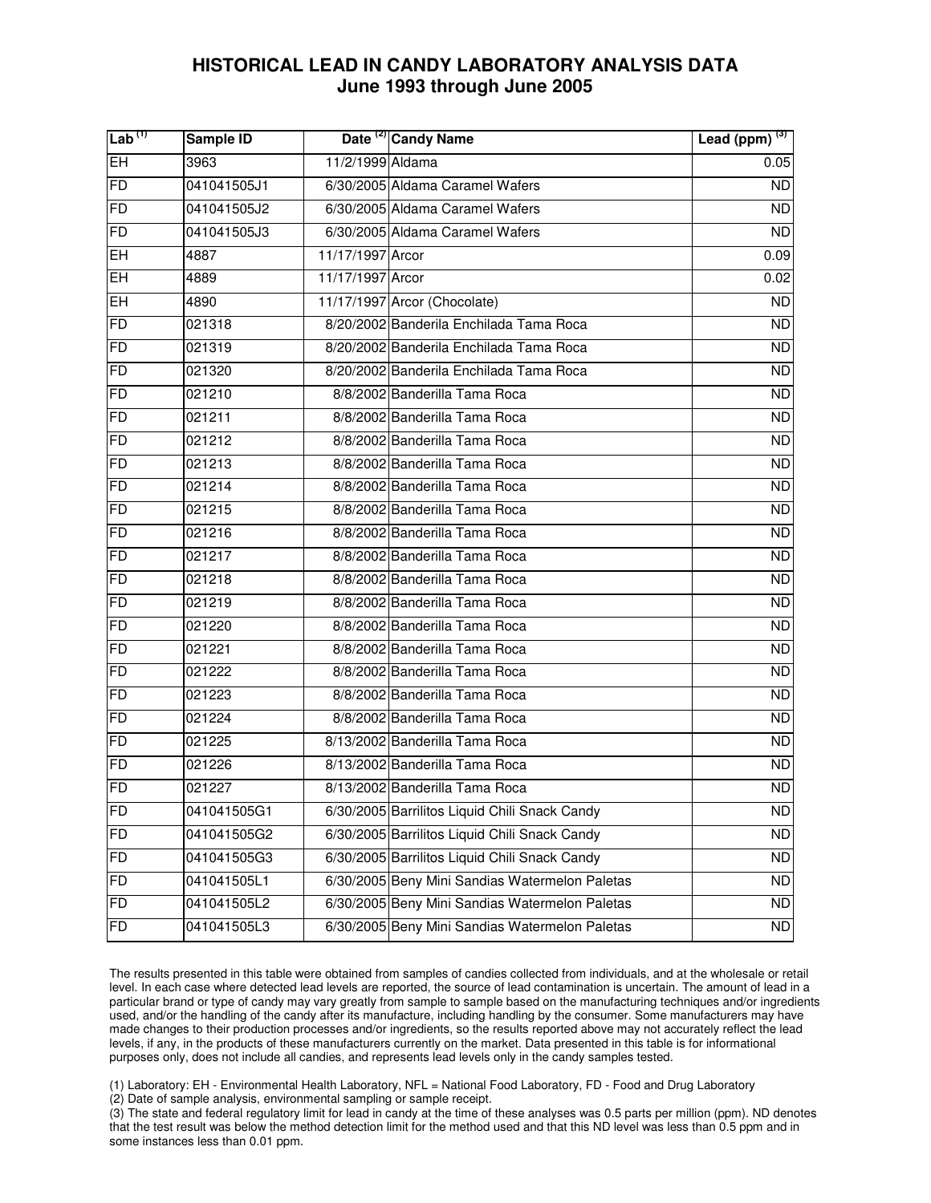# HISTORICAL LEAD IN CANDY LABORATORY ANALYSIS DATA
## June 1993 through June 2005

| Lab [1] | Sample ID | Date [2] | Candy Name | Lead (ppm) [3] |
|---|---|---|---|---|
| EH | 3963 | 11/2/1999 | Aldama | 0.05 |
| FD | 041041505J1 | 6/30/2005 | Aldama Caramel Wafers | ND |
| FD | 041041505J2 | 6/30/2005 | Aldama Caramel Wafers | ND |
| FD | 041041505J3 | 6/30/2005 | Aldama Caramel Wafers | ND |
| EH | 4887 | 11/17/1997 | Arcor | 0.09 |
| EH | 4889 | 11/17/1997 | Arcor | 0.02 |
| EH | 4890 | 11/17/1997 | Arcor (Chocolate) | ND |
| FD | 021318 | 8/20/2002 | Banderila Enchilada Tama Roca | ND |
| FD | 021319 | 8/20/2002 | Banderila Enchilada Tama Roca | ND |
| FD | 021320 | 8/20/2002 | Banderila Enchilada Tama Roca | ND |
| FD | 021210 | 8/8/2002 | Banderilla Tama Roca | ND |
| FD | 021211 | 8/8/2002 | Banderilla Tama Roca | ND |
| FD | 021212 | 8/8/2002 | Banderilla Tama Roca | ND |
| FD | 021213 | 8/8/2002 | Banderilla Tama Roca | ND |
| FD | 021214 | 8/8/2002 | Banderilla Tama Roca | ND |
| FD | 021215 | 8/8/2002 | Banderilla Tama Roca | ND |
| FD | 021216 | 8/8/2002 | Banderilla Tama Roca | ND |
| FD | 021217 | 8/8/2002 | Banderilla Tama Roca | ND |
| FD | 021218 | 8/8/2002 | Banderilla Tama Roca | ND |
| FD | 021219 | 8/8/2002 | Banderilla Tama Roca | ND |
| FD | 021220 | 8/8/2002 | Banderilla Tama Roca | ND |
| FD | 021221 | 8/8/2002 | Banderilla Tama Roca | ND |
| FD | 021222 | 8/8/2002 | Banderilla Tama Roca | ND |
| FD | 021223 | 8/8/2002 | Banderilla Tama Roca | ND |
| FD | 021224 | 8/8/2002 | Banderilla Tama Roca | ND |
| FD | 021225 | 8/13/2002 | Banderilla Tama Roca | ND |
| FD | 021226 | 8/13/2002 | Banderilla Tama Roca | ND |
| FD | 021227 | 8/13/2002 | Banderilla Tama Roca | ND |
| FD | 041041505G1 | 6/30/2005 | Barrilitos Liquid Chili Snack Candy | ND |
| FD | 041041505G2 | 6/30/2005 | Barrilitos Liquid Chili Snack Candy | ND |
| FD | 041041505G3 | 6/30/2005 | Barrilitos Liquid Chili Snack Candy | ND |
| FD | 041041505L1 | 6/30/2005 | Beny Mini Sandias Watermelon Paletas | ND |
| FD | 041041505L2 | 6/30/2005 | Beny Mini Sandias Watermelon Paletas | ND |
| FD | 041041505L3 | 6/30/2005 | Beny Mini Sandias Watermelon Paletas | ND |

The results presented in this table were obtained from samples of candies collected from individuals, and at the wholesale or retail level. In each case where detected lead levels are reported, the source of lead contamination is uncertain. The amount of lead in a particular brand or type of candy may vary greatly from sample to sample based on the manufacturing techniques and/or ingredients used, and/or the handling of the candy after its manufacture, including handling by the consumer. Some manufacturers may have made changes to their production processes and/or ingredients, so the results reported above may not accurately reflect the lead levels, if any, in the products of these manufacturers currently on the market. Data presented in this table is for informational purposes only, does not include all candies, and represents lead levels only in the candy samples tested.

(1) Laboratory: EH - Environmental Health Laboratory, NFL = National Food Laboratory, FD - Food and Drug Laboratory

(2) Date of sample analysis, environmental sampling or sample receipt.

(3) The state and federal regulatory limit for lead in candy at the time of these analyses was 0.5 parts per million (ppm). ND denotes that the test result was below the method detection limit for the method used and that this ND level was less than 0.5 ppm and in some instances less than 0.01 ppm.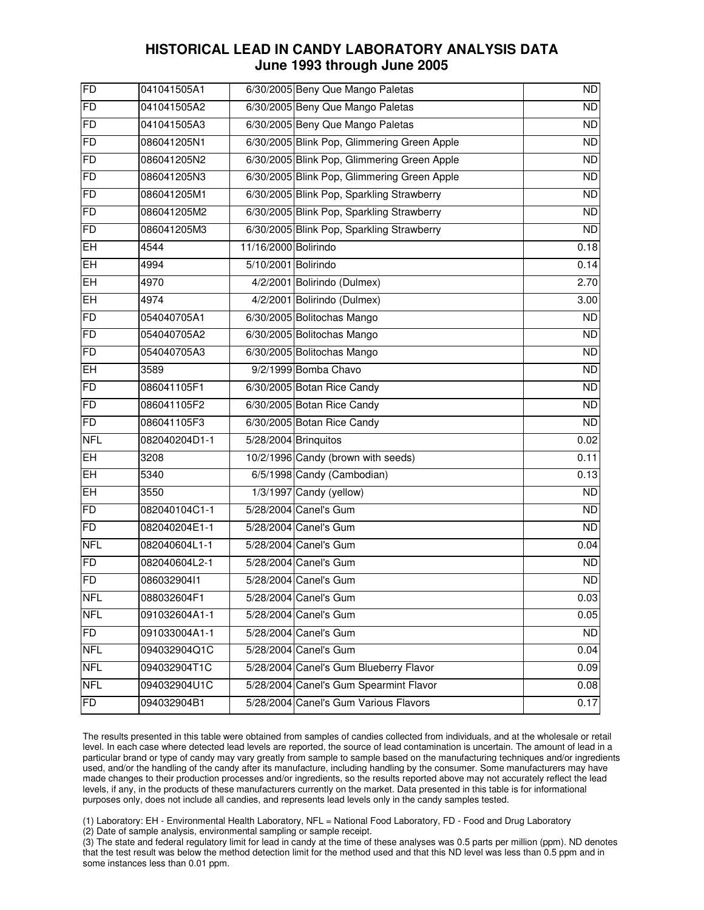## HISTORICAL LEAD IN CANDY LABORATORY ANALYSIS DATA
## June 1993 through June 2005

| | | | | |
|---|---|---|---|---|
| FD | 041041505A1 | 6/30/2005 | Beny Que Mango Paletas | ND |
| FD | 041041505A2 | 6/30/2005 | Beny Que Mango Paletas | ND |
| FD | 041041505A3 | 6/30/2005 | Beny Que Mango Paletas | ND |
| FD | 086041205N1 | 6/30/2005 | Blink Pop, Glimmering Green Apple | ND |
| FD | 086041205N2 | 6/30/2005 | Blink Pop, Glimmering Green Apple | ND |
| FD | 086041205N3 | 6/30/2005 | Blink Pop, Glimmering Green Apple | ND |
| FD | 086041205M1 | 6/30/2005 | Blink Pop, Sparkling Strawberry | ND |
| FD | 086041205M2 | 6/30/2005 | Blink Pop, Sparkling Strawberry | ND |
| FD | 086041205M3 | 6/30/2005 | Blink Pop, Sparkling Strawberry | ND |
| EH | 4544 | 11/16/2000 | Bolirindo | 0.18 |
| EH | 4994 | 5/10/2001 | Bolirindo | 0.14 |
| EH | 4970 | 4/2/2001 | Bolirindo (Dulmex) | 2.70 |
| EH | 4974 | 4/2/2001 | Bolirindo (Dulmex) | 3.00 |
| FD | 054040705A1 | 6/30/2005 | Bolitochas Mango | ND |
| FD | 054040705A2 | 6/30/2005 | Bolitochas Mango | ND |
| FD | 054040705A3 | 6/30/2005 | Bolitochas Mango | ND |
| EH | 3589 | 9/2/1999 | Bomba Chavo | ND |
| FD | 086041105F1 | 6/30/2005 | Botan Rice Candy | ND |
| FD | 086041105F2 | 6/30/2005 | Botan Rice Candy | ND |
| FD | 086041105F3 | 6/30/2005 | Botan Rice Candy | ND |
| NFL | 082040204D1-1 | 5/28/2004 | Brinquitos | 0.02 |
| EH | 3208 | 10/2/1996 | Candy (brown with seeds) | 0.11 |
| EH | 5340 | 6/5/1998 | Candy (Cambodian) | 0.13 |
| EH | 3550 | 1/3/1997 | Candy (yellow) | ND |
| FD | 082040104C1-1 | 5/28/2004 | Canel's Gum | ND |
| FD | 082040204E1-1 | 5/28/2004 | Canel's Gum | ND |
| NFL | 082040604L1-1 | 5/28/2004 | Canel's Gum | 0.04 |
| FD | 082040604L2-1 | 5/28/2004 | Canel's Gum | ND |
| FD | 086032904I1 | 5/28/2004 | Canel's Gum | ND |
| NFL | 088032604F1 | 5/28/2004 | Canel's Gum | 0.03 |
| NFL | 091032604A1-1 | 5/28/2004 | Canel's Gum | 0.05 |
| FD | 091033004A1-1 | 5/28/2004 | Canel's Gum | ND |
| NFL | 094032904Q1C | 5/28/2004 | Canel's Gum | 0.04 |
| NFL | 094032904T1C | 5/28/2004 | Canel's Gum Blueberry Flavor | 0.09 |
| NFL | 094032904U1C | 5/28/2004 | Canel's Gum Spearmint Flavor | 0.08 |
| FD | 094032904B1 | 5/28/2004 | Canel's Gum Various Flavors | 0.17 |

The results presented in this table were obtained from samples of candies collected from individuals, and at the wholesale or retail level. In each case where detected lead levels are reported, the source of lead contamination is uncertain. The amount of lead in a particular brand or type of candy may vary greatly from sample to sample based on the manufacturing techniques and/or ingredients used, and/or the handling of the candy after its manufacture, including handling by the consumer. Some manufacturers may have made changes to their production processes and/or ingredients, so the results reported above may not accurately reflect the lead levels, if any, in the products of these manufacturers currently on the market. Data presented in this table is for informational purposes only, does not include all candies, and represents lead levels only in the candy samples tested.

(1) Laboratory: EH - Environmental Health Laboratory, NFL = National Food Laboratory, FD - Food and Drug Laboratory
(2) Date of sample analysis, environmental sampling or sample receipt.
(3) The state and federal regulatory limit for lead in candy at the time of these analyses was 0.5 parts per million (ppm). ND denotes that the test result was below the method detection limit for the method used and that this ND level was less than 0.5 ppm and in some instances less than 0.01 ppm.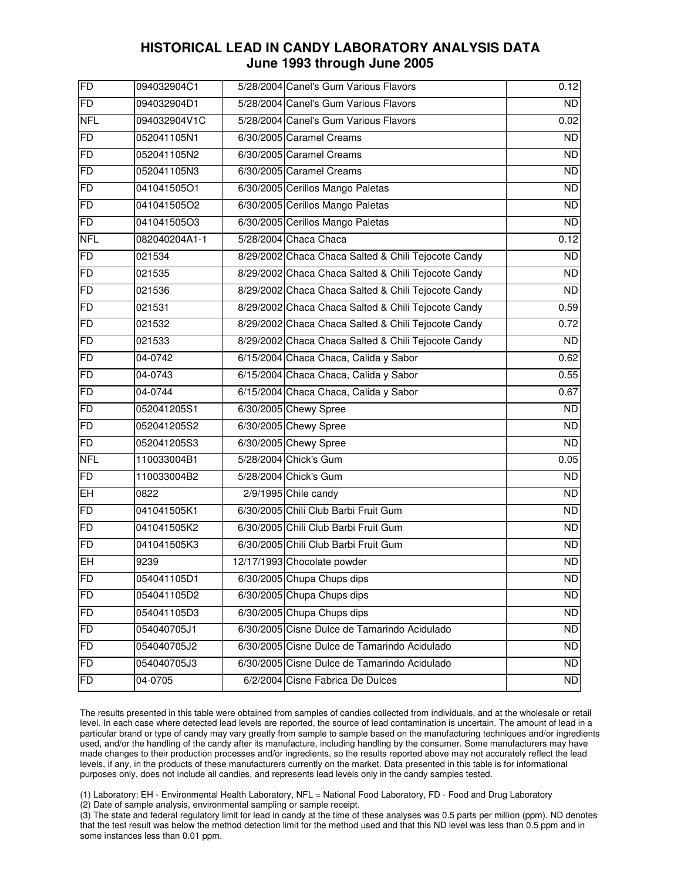# HISTORICAL LEAD IN CANDY LABORATORY ANALYSIS DATA
## June 1993 through June 2005

| | | | | |
|---|---|---|---|---|
| FD | 094032904C1 | 5/28/2004 | Canel's Gum Various Flavors | 0.12 |
| FD | 094032904D1 | 5/28/2004 | Canel's Gum Various Flavors | ND |
| NFL | 094032904V1C | 5/28/2004 | Canel's Gum Various Flavors | 0.02 |
| FD | 052041105N1 | 6/30/2005 | Caramel Creams | ND |
| FD | 052041105N2 | 6/30/2005 | Caramel Creams | ND |
| FD | 052041105N3 | 6/30/2005 | Caramel Creams | ND |
| FD | 041041505O1 | 6/30/2005 | Cerillos Mango Paletas | ND |
| FD | 041041505O2 | 6/30/2005 | Cerillos Mango Paletas | ND |
| FD | 041041505O3 | 6/30/2005 | Cerillos Mango Paletas | ND |
| NFL | 082040204A1-1 | 5/28/2004 | Chaca Chaca | 0.12 |
| FD | 021534 | 8/29/2002 | Chaca Chaca Salted & Chili Tejocote Candy | ND |
| FD | 021535 | 8/29/2002 | Chaca Chaca Salted & Chili Tejocote Candy | ND |
| FD | 021536 | 8/29/2002 | Chaca Chaca Salted & Chili Tejocote Candy | ND |
| FD | 021531 | 8/29/2002 | Chaca Chaca Salted & Chili Tejocote Candy | 0.59 |
| FD | 021532 | 8/29/2002 | Chaca Chaca Salted & Chili Tejocote Candy | 0.72 |
| FD | 021533 | 8/29/2002 | Chaca Chaca Salted & Chili Tejocote Candy | ND |
| FD | 04-0742 | 6/15/2004 | Chaca Chaca, Calida y Sabor | 0.62 |
| FD | 04-0743 | 6/15/2004 | Chaca Chaca, Calida y Sabor | 0.55 |
| FD | 04-0744 | 6/15/2004 | Chaca Chaca, Calida y Sabor | 0.67 |
| FD | 052041205S1 | 6/30/2005 | Chewy Spree | ND |
| FD | 052041205S2 | 6/30/2005 | Chewy Spree | ND |
| FD | 052041205S3 | 6/30/2005 | Chewy Spree | ND |
| NFL | 110033004B1 | 5/28/2004 | Chick's Gum | 0.05 |
| FD | 110033004B2 | 5/28/2004 | Chick's Gum | ND |
| EH | 0822 | 2/9/1995 | Chile candy | ND |
| FD | 041041505K1 | 6/30/2005 | Chili Club Barbi Fruit Gum | ND |
| FD | 041041505K2 | 6/30/2005 | Chili Club Barbi Fruit Gum | ND |
| FD | 041041505K3 | 6/30/2005 | Chili Club Barbi Fruit Gum | ND |
| EH | 9239 | 12/17/1993 | Chocolate powder | ND |
| FD | 054041105D1 | 6/30/2005 | Chupa Chups dips | ND |
| FD | 054041105D2 | 6/30/2005 | Chupa Chups dips | ND |
| FD | 054041105D3 | 6/30/2005 | Chupa Chups dips | ND |
| FD | 054040705J1 | 6/30/2005 | Cisne Dulce de Tamarindo Acidulado | ND |
| FD | 054040705J2 | 6/30/2005 | Cisne Dulce de Tamarindo Acidulado | ND |
| FD | 054040705J3 | 6/30/2005 | Cisne Dulce de Tamarindo Acidulado | ND |
| FD | 04-0705 | 6/2/2004 | Cisne Fabrica De Dulces | ND |

The results presented in this table were obtained from samples of candies collected from individuals, and at the wholesale or retail level. In each case where detected lead levels are reported, the source of lead contamination is uncertain. The amount of lead in a particular brand or type of candy may vary greatly from sample to sample based on the manufacturing techniques and/or ingredients used, and/or the handling of the candy after its manufacture, including handling by the consumer. Some manufacturers may have made changes to their production processes and/or ingredients, so the results reported above may not accurately reflect the lead levels, if any, in the products of these manufacturers currently on the market. Data presented in this table is for informational purposes only, does not include all candies, and represents lead levels only in the candy samples tested.

(1) Laboratory: EH - Environmental Health Laboratory, NFL = National Food Laboratory, FD - Food and Drug Laboratory
(2) Date of sample analysis, environmental sampling or sample receipt.
(3) The state and federal regulatory limit for lead in candy at the time of these analyses was 0.5 parts per million (ppm). ND denotes that the test result was below the method detection limit for the method used and that this ND level was less than 0.5 ppm and in some instances less than 0.01 ppm.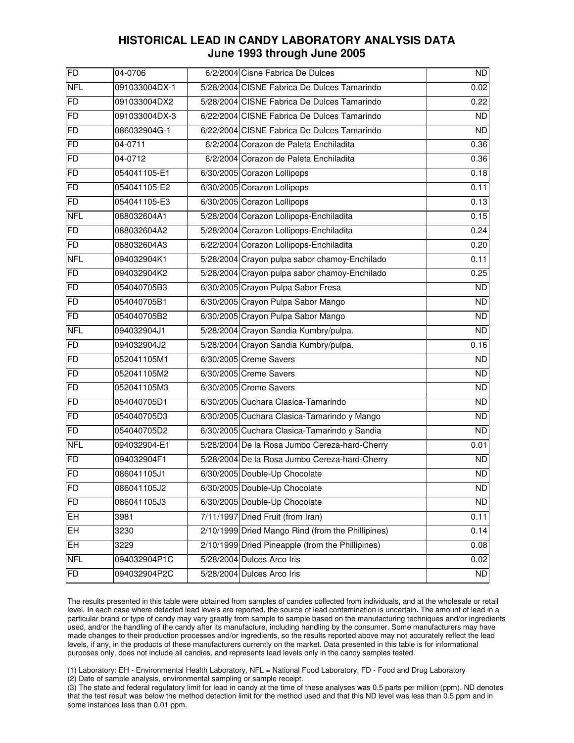# HISTORICAL LEAD IN CANDY LABORATORY ANALYSIS DATA
## June 1993 through June 2005

| | | | | |
|---|---|---|---|---|
| FD | 04-0706 | 6/2/2004 | Cisne Fabrica De Dulces | ND |
| NFL | 091033004DX-1 | 5/28/2004 | CISNE Fabrica De Dulces Tamarindo | 0.02 |
| FD | 091033004DX2 | 5/28/2004 | CISNE Fabrica De Dulces Tamarindo | 0.22 |
| FD | 091033004DX-3 | 6/22/2004 | CISNE Fabrica De Dulces Tamarindo | ND |
| FD | 086032904G-1 | 6/22/2004 | CISNE Fabrica De Dulces Tamarindo | ND |
| FD | 04-0711 | 6/2/2004 | Corazon de Paleta Enchiladita | 0.36 |
| FD | 04-0712 | 6/2/2004 | Corazon de Paleta Enchiladita | 0.36 |
| FD | 054041105-E1 | 6/30/2005 | Corazon Lollipops | 0.18 |
| FD | 054041105-E2 | 6/30/2005 | Corazon Lollipops | 0.11 |
| FD | 054041105-E3 | 6/30/2005 | Corazon Lollipops | 0.13 |
| NFL | 088032604A1 | 5/28/2004 | Corazon Lollipops-Enchiladita | 0.15 |
| FD | 088032604A2 | 5/28/2004 | Corazon Lollipops-Enchiladita | 0.24 |
| FD | 088032604A3 | 6/22/2004 | Corazon Lollipops-Enchiladita | 0.20 |
| NFL | 094032904K1 | 5/28/2004 | Crayon pulpa sabor chamoy-Enchilado | 0.11 |
| FD | 094032904K2 | 5/28/2004 | Crayon pulpa sabor chamoy-Enchilado | 0.25 |
| FD | 054040705B3 | 6/30/2005 | Crayon Pulpa Sabor Fresa | ND |
| FD | 054040705B1 | 6/30/2005 | Crayon Pulpa Sabor Mango | ND |
| FD | 054040705B2 | 6/30/2005 | Crayon Pulpa Sabor Mango | ND |
| NFL | 094032904J1 | 5/28/2004 | Crayon Sandia Kumbry/pulpa. | ND |
| FD | 094032904J2 | 5/28/2004 | Crayon Sandia Kumbry/pulpa. | 0.16 |
| FD | 052041105M1 | 6/30/2005 | Creme Savers | ND |
| FD | 052041105M2 | 6/30/2005 | Creme Savers | ND |
| FD | 052041105M3 | 6/30/2005 | Creme Savers | ND |
| FD | 054040705D1 | 6/30/2005 | Cuchara Clasica-Tamarindo | ND |
| FD | 054040705D3 | 6/30/2005 | Cuchara Clasica-Tamarindo y Mango | ND |
| FD | 054040705D2 | 6/30/2005 | Cuchara Clasica-Tamarindo y Sandia | ND |
| NFL | 094032904-E1 | 5/28/2004 | De la Rosa Jumbo Cereza-hard-Cherry | 0.01 |
| FD | 094032904F1 | 5/28/2004 | De la Rosa Jumbo Cereza-hard-Cherry | ND |
| FD | 086041105J1 | 6/30/2005 | Double-Up Chocolate | ND |
| FD | 086041105J2 | 6/30/2005 | Double-Up Chocolate | ND |
| FD | 086041105J3 | 6/30/2005 | Double-Up Chocolate | ND |
| EH | 3981 | 7/11/1997 | Dried Fruit (from Iran) | 0.11 |
| EH | 3230 | 2/10/1999 | Dried Mango Rind (from the Phillipines) | 0.14 |
| EH | 3229 | 2/10/1999 | Dried Pineapple (from the Phillipines) | 0.08 |
| NFL | 094032904P1C | 5/28/2004 | Dulces Arco Iris | 0.02 |
| FD | 094032904P2C | 5/28/2004 | Dulces Arco Iris | ND |

The results presented in this table were obtained from samples of candies collected from individuals, and at the wholesale or retail level. In each case where detected lead levels are reported, the source of lead contamination is uncertain. The amount of lead in a particular brand or type of candy may vary greatly from sample to sample based on the manufacturing techniques and/or ingredients used, and/or the handling of the candy after its manufacture, including handling by the consumer. Some manufacturers may have made changes to their production processes and/or ingredients, so the results reported above may not accurately reflect the lead levels, if any, in the products of these manufacturers currently on the market. Data presented in this table is for informational purposes only, does not include all candies, and represents lead levels only in the candy samples tested.

(1) Laboratory: EH - Environmental Health Laboratory, NFL = National Food Laboratory, FD - Food and Drug Laboratory
(2) Date of sample analysis, environmental sampling or sample receipt.
(3) The state and federal regulatory limit for lead in candy at the time of these analyses was 0.5 parts per million (ppm). ND denotes that the test result was below the method detection limit for the method used and that this ND level was less than 0.5 ppm and in some instances less than 0.01 ppm.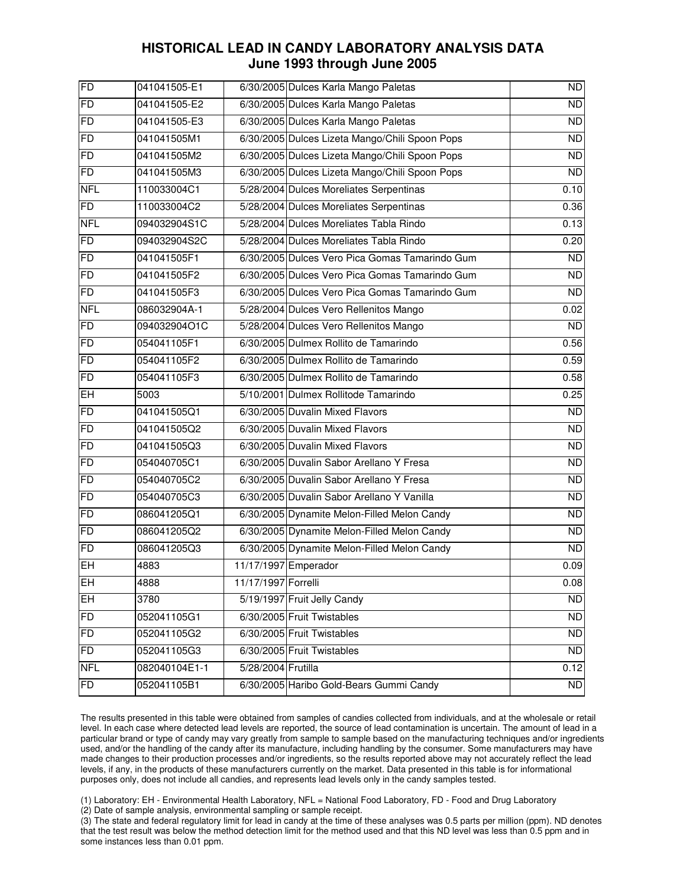## HISTORICAL LEAD IN CANDY LABORATORY ANALYSIS DATA
## June 1993 through June 2005

| | | | | |
|---|---|---|---|---|
| FD | 041041505-E1 | 6/30/2005 | Dulces Karla Mango Paletas | ND |
| FD | 041041505-E2 | 6/30/2005 | Dulces Karla Mango Paletas | ND |
| FD | 041041505-E3 | 6/30/2005 | Dulces Karla Mango Paletas | ND |
| FD | 041041505M1 | 6/30/2005 | Dulces Lizeta Mango/Chili Spoon Pops | ND |
| FD | 041041505M2 | 6/30/2005 | Dulces Lizeta Mango/Chili Spoon Pops | ND |
| FD | 041041505M3 | 6/30/2005 | Dulces Lizeta Mango/Chili Spoon Pops | ND |
| NFL | 110033004C1 | 5/28/2004 | Dulces Moreliates Serpentinas | 0.10 |
| FD | 110033004C2 | 5/28/2004 | Dulces Moreliates Serpentinas | 0.36 |
| NFL | 094032904S1C | 5/28/2004 | Dulces Moreliates Tabla Rindo | 0.13 |
| FD | 094032904S2C | 5/28/2004 | Dulces Moreliates Tabla Rindo | 0.20 |
| FD | 041041505F1 | 6/30/2005 | Dulces Vero Pica Gomas Tamarindo Gum | ND |
| FD | 041041505F2 | 6/30/2005 | Dulces Vero Pica Gomas Tamarindo Gum | ND |
| FD | 041041505F3 | 6/30/2005 | Dulces Vero Pica Gomas Tamarindo Gum | ND |
| NFL | 086032904A-1 | 5/28/2004 | Dulces Vero Rellenitos Mango | 0.02 |
| FD | 094032904O1C | 5/28/2004 | Dulces Vero Rellenitos Mango | ND |
| FD | 054041105F1 | 6/30/2005 | Dulmex Rollito de Tamarindo | 0.56 |
| FD | 054041105F2 | 6/30/2005 | Dulmex Rollito de Tamarindo | 0.59 |
| FD | 054041105F3 | 6/30/2005 | Dulmex Rollito de Tamarindo | 0.58 |
| EH | 5003 | 5/10/2001 | Dulmex Rollitode Tamarindo | 0.25 |
| FD | 041041505Q1 | 6/30/2005 | Duvalin Mixed Flavors | ND |
| FD | 041041505Q2 | 6/30/2005 | Duvalin Mixed Flavors | ND |
| FD | 041041505Q3 | 6/30/2005 | Duvalin Mixed Flavors | ND |
| FD | 054040705C1 | 6/30/2005 | Duvalin Sabor Arellano Y Fresa | ND |
| FD | 054040705C2 | 6/30/2005 | Duvalin Sabor Arellano Y Fresa | ND |
| FD | 054040705C3 | 6/30/2005 | Duvalin Sabor Arellano Y Vanilla | ND |
| FD | 086041205Q1 | 6/30/2005 | Dynamite Melon-Filled Melon Candy | ND |
| FD | 086041205Q2 | 6/30/2005 | Dynamite Melon-Filled Melon Candy | ND |
| FD | 086041205Q3 | 6/30/2005 | Dynamite Melon-Filled Melon Candy | ND |
| EH | 4883 | 11/17/1997 | Emperador | 0.09 |
| EH | 4888 | 11/17/1997 | Forrelli | 0.08 |
| EH | 3780 | 5/19/1997 | Fruit Jelly Candy | ND |
| FD | 052041105G1 | 6/30/2005 | Fruit Twistables | ND |
| FD | 052041105G2 | 6/30/2005 | Fruit Twistables | ND |
| FD | 052041105G3 | 6/30/2005 | Fruit Twistables | ND |
| NFL | 082040104E1-1 | 5/28/2004 | Frutilla | 0.12 |
| FD | 052041105B1 | 6/30/2005 | Haribo Gold-Bears Gummi Candy | ND |

The results presented in this table were obtained from samples of candies collected from individuals, and at the wholesale or retail level. In each case where detected lead levels are reported, the source of lead contamination is uncertain. The amount of lead in a particular brand or type of candy may vary greatly from sample to sample based on the manufacturing techniques and/or ingredients used, and/or the handling of the candy after its manufacture, including handling by the consumer. Some manufacturers may have made changes to their production processes and/or ingredients, so the results reported above may not accurately reflect the lead levels, if any, in the products of these manufacturers currently on the market. Data presented in this table is for informational purposes only, does not include all candies, and represents lead levels only in the candy samples tested.

(1) Laboratory: EH - Environmental Health Laboratory, NFL = National Food Laboratory, FD - Food and Drug Laboratory
(2) Date of sample analysis, environmental sampling or sample receipt.
(3) The state and federal regulatory limit for lead in candy at the time of these analyses was 0.5 parts per million (ppm). ND denotes that the test result was below the method detection limit for the method used and that this ND level was less than 0.5 ppm and in some instances less than 0.01 ppm.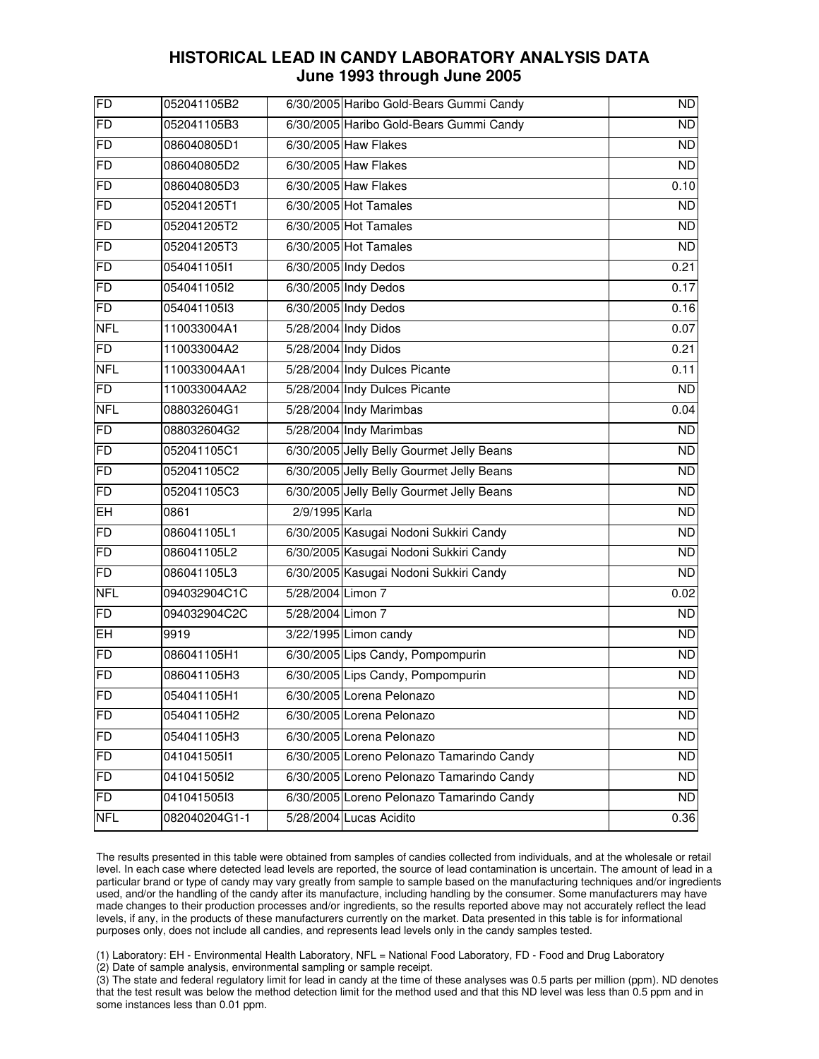# HISTORICAL LEAD IN CANDY LABORATORY ANALYSIS DATA
## June 1993 through June 2005

| | | | | |
|---|---|---|---|---|
| FD | 052041105B2 | 6/30/2005 | Haribo Gold-Bears Gummi Candy | ND |
| FD | 052041105B3 | 6/30/2005 | Haribo Gold-Bears Gummi Candy | ND |
| FD | 086040805D1 | 6/30/2005 | Haw Flakes | ND |
| FD | 086040805D2 | 6/30/2005 | Haw Flakes | ND |
| FD | 086040805D3 | 6/30/2005 | Haw Flakes | 0.10 |
| FD | 052041205T1 | 6/30/2005 | Hot Tamales | ND |
| FD | 052041205T2 | 6/30/2005 | Hot Tamales | ND |
| FD | 052041205T3 | 6/30/2005 | Hot Tamales | ND |
| FD | 054041105I1 | 6/30/2005 | Indy Dedos | 0.21 |
| FD | 054041105I2 | 6/30/2005 | Indy Dedos | 0.17 |
| FD | 054041105I3 | 6/30/2005 | Indy Dedos | 0.16 |
| NFL | 110033004A1 | 5/28/2004 | Indy Didos | 0.07 |
| FD | 110033004A2 | 5/28/2004 | Indy Didos | 0.21 |
| NFL | 110033004AA1 | 5/28/2004 | Indy Dulces Picante | 0.11 |
| FD | 110033004AA2 | 5/28/2004 | Indy Dulces Picante | ND |
| NFL | 088032604G1 | 5/28/2004 | Indy Marimbas | 0.04 |
| FD | 088032604G2 | 5/28/2004 | Indy Marimbas | ND |
| FD | 052041105C1 | 6/30/2005 | Jelly Belly Gourmet Jelly Beans | ND |
| FD | 052041105C2 | 6/30/2005 | Jelly Belly Gourmet Jelly Beans | ND |
| FD | 052041105C3 | 6/30/2005 | Jelly Belly Gourmet Jelly Beans | ND |
| EH | 0861 | 2/9/1995 | Karla | ND |
| FD | 086041105L1 | 6/30/2005 | Kasugai Nodoni Sukkiri Candy | ND |
| FD | 086041105L2 | 6/30/2005 | Kasugai Nodoni Sukkiri Candy | ND |
| FD | 086041105L3 | 6/30/2005 | Kasugai Nodoni Sukkiri Candy | ND |
| NFL | 094032904C1C | 5/28/2004 | Limon 7 | 0.02 |
| FD | 094032904C2C | 5/28/2004 | Limon 7 | ND |
| EH | 9919 | 3/22/1995 | Limon candy | ND |
| FD | 086041105H1 | 6/30/2005 | Lips Candy, Pompompurin | ND |
| FD | 086041105H3 | 6/30/2005 | Lips Candy, Pompompurin | ND |
| FD | 054041105H1 | 6/30/2005 | Lorena Pelonazo | ND |
| FD | 054041105H2 | 6/30/2005 | Lorena Pelonazo | ND |
| FD | 054041105H3 | 6/30/2005 | Lorena Pelonazo | ND |
| FD | 041041505I1 | 6/30/2005 | Loreno Pelonazo Tamarindo Candy | ND |
| FD | 041041505I2 | 6/30/2005 | Loreno Pelonazo Tamarindo Candy | ND |
| FD | 041041505I3 | 6/30/2005 | Loreno Pelonazo Tamarindo Candy | ND |
| NFL | 082040204G1-1 | 5/28/2004 | Lucas Acidito | 0.36 |

The results presented in this table were obtained from samples of candies collected from individuals, and at the wholesale or retail level. In each case where detected lead levels are reported, the source of lead contamination is uncertain. The amount of lead in a particular brand or type of candy may vary greatly from sample to sample based on the manufacturing techniques and/or ingredients used, and/or the handling of the candy after its manufacture, including handling by the consumer. Some manufacturers may have made changes to their production processes and/or ingredients, so the results reported above may not accurately reflect the lead levels, if any, in the products of these manufacturers currently on the market. Data presented in this table is for informational purposes only, does not include all candies, and represents lead levels only in the candy samples tested.

(1) Laboratory: EH - Environmental Health Laboratory, NFL = National Food Laboratory, FD - Food and Drug Laboratory
(2) Date of sample analysis, environmental sampling or sample receipt.
(3) The state and federal regulatory limit for lead in candy at the time of these analyses was 0.5 parts per million (ppm). ND denotes that the test result was below the method detection limit for the method used and that this ND level was less than 0.5 ppm and in some instances less than 0.01 ppm.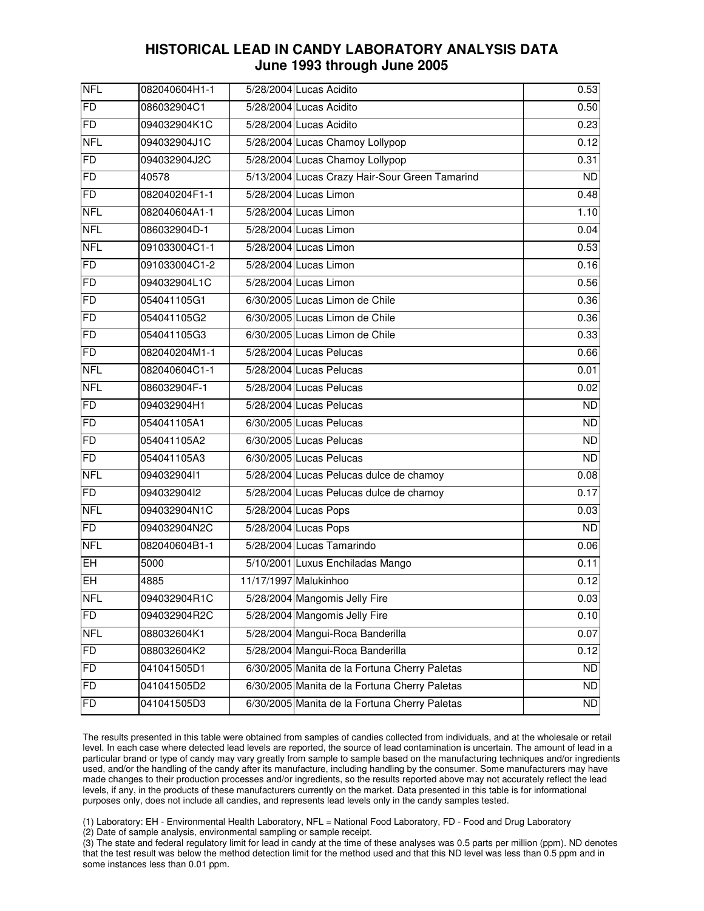## HISTORICAL LEAD IN CANDY LABORATORY ANALYSIS DATA
## June 1993 through June 2005

| | | | | |
|---|---|---|---|---|
| NFL | 082040604H1-1 | 5/28/2004 | Lucas Acidito | 0.53 |
| FD | 086032904C1 | 5/28/2004 | Lucas Acidito | 0.50 |
| FD | 094032904K1C | 5/28/2004 | Lucas Acidito | 0.23 |
| NFL | 094032904J1C | 5/28/2004 | Lucas Chamoy Lollypop | 0.12 |
| FD | 094032904J2C | 5/28/2004 | Lucas Chamoy Lollypop | 0.31 |
| FD | 40578 | 5/13/2004 | Lucas Crazy Hair-Sour Green Tamarind | ND |
| FD | 082040204F1-1 | 5/28/2004 | Lucas Limon | 0.48 |
| NFL | 082040604A1-1 | 5/28/2004 | Lucas Limon | 1.10 |
| NFL | 086032904D-1 | 5/28/2004 | Lucas Limon | 0.04 |
| NFL | 091033004C1-1 | 5/28/2004 | Lucas Limon | 0.53 |
| FD | 091033004C1-2 | 5/28/2004 | Lucas Limon | 0.16 |
| FD | 094032904L1C | 5/28/2004 | Lucas Limon | 0.56 |
| FD | 054041105G1 | 6/30/2005 | Lucas Limon de Chile | 0.36 |
| FD | 054041105G2 | 6/30/2005 | Lucas Limon de Chile | 0.36 |
| FD | 054041105G3 | 6/30/2005 | Lucas Limon de Chile | 0.33 |
| FD | 082040204M1-1 | 5/28/2004 | Lucas Pelucas | 0.66 |
| NFL | 082040604C1-1 | 5/28/2004 | Lucas Pelucas | 0.01 |
| NFL | 086032904F-1 | 5/28/2004 | Lucas Pelucas | 0.02 |
| FD | 094032904H1 | 5/28/2004 | Lucas Pelucas | ND |
| FD | 054041105A1 | 6/30/2005 | Lucas Pelucas | ND |
| FD | 054041105A2 | 6/30/2005 | Lucas Pelucas | ND |
| FD | 054041105A3 | 6/30/2005 | Lucas Pelucas | ND |
| NFL | 094032904I1 | 5/28/2004 | Lucas Pelucas dulce de chamoy | 0.08 |
| FD | 094032904I2 | 5/28/2004 | Lucas Pelucas dulce de chamoy | 0.17 |
| NFL | 094032904N1C | 5/28/2004 | Lucas Pops | 0.03 |
| FD | 094032904N2C | 5/28/2004 | Lucas Pops | ND |
| NFL | 082040604B1-1 | 5/28/2004 | Lucas Tamarindo | 0.06 |
| EH | 5000 | 5/10/2001 | Luxus Enchiladas Mango | 0.11 |
| EH | 4885 | 11/17/1997 | Malukinhoo | 0.12 |
| NFL | 094032904R1C | 5/28/2004 | Mangomis Jelly Fire | 0.03 |
| FD | 094032904R2C | 5/28/2004 | Mangomis Jelly Fire | 0.10 |
| NFL | 088032604K1 | 5/28/2004 | Mangui-Roca Banderilla | 0.07 |
| FD | 088032604K2 | 5/28/2004 | Mangui-Roca Banderilla | 0.12 |
| FD | 041041505D1 | 6/30/2005 | Manita de la Fortuna Cherry Paletas | ND |
| FD | 041041505D2 | 6/30/2005 | Manita de la Fortuna Cherry Paletas | ND |
| FD | 041041505D3 | 6/30/2005 | Manita de la Fortuna Cherry Paletas | ND |

The results presented in this table were obtained from samples of candies collected from individuals, and at the wholesale or retail level. In each case where detected lead levels are reported, the source of lead contamination is uncertain. The amount of lead in a particular brand or type of candy may vary greatly from sample to sample based on the manufacturing techniques and/or ingredients used, and/or the handling of the candy after its manufacture, including handling by the consumer. Some manufacturers may have made changes to their production processes and/or ingredients, so the results reported above may not accurately reflect the lead levels, if any, in the products of these manufacturers currently on the market. Data presented in this table is for informational purposes only, does not include all candies, and represents lead levels only in the candy samples tested.

(1) Laboratory: EH - Environmental Health Laboratory, NFL = National Food Laboratory, FD - Food and Drug Laboratory
(2) Date of sample analysis, environmental sampling or sample receipt.
(3) The state and federal regulatory limit for lead in candy at the time of these analyses was 0.5 parts per million (ppm). ND denotes that the test result was below the method detection limit for the method used and that this ND level was less than 0.5 ppm and in some instances less than 0.01 ppm.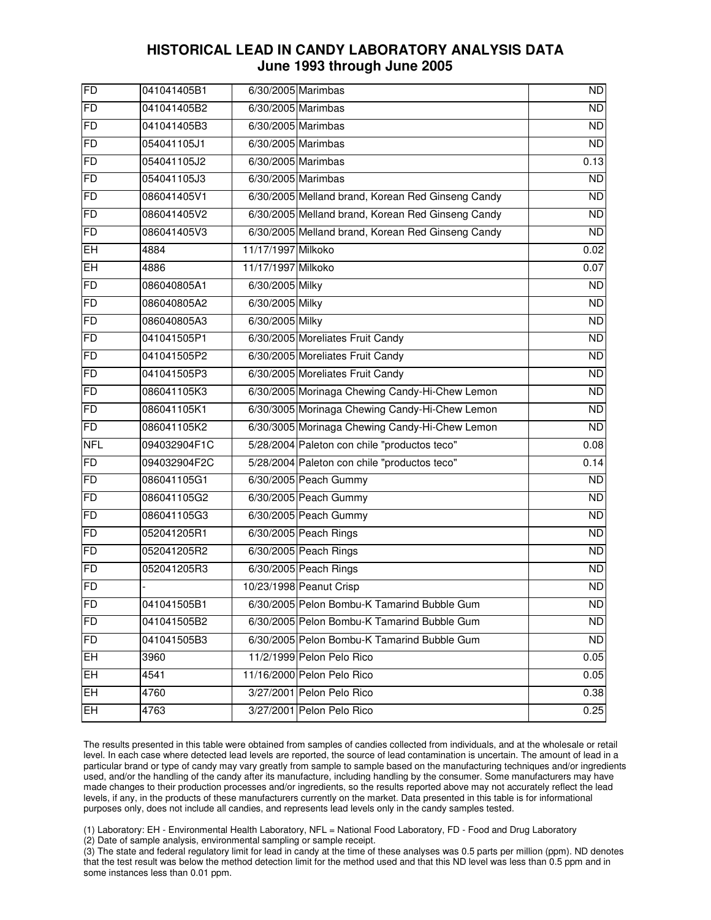# HISTORICAL LEAD IN CANDY LABORATORY ANALYSIS DATA
## June 1993 through June 2005

| | | | | |
|---|---|---|---|---|
| FD | 041041405B1 | 6/30/2005 | Marimbas | ND |
| FD | 041041405B2 | 6/30/2005 | Marimbas | ND |
| FD | 041041405B3 | 6/30/2005 | Marimbas | ND |
| FD | 054041105J1 | 6/30/2005 | Marimbas | ND |
| FD | 054041105J2 | 6/30/2005 | Marimbas | 0.13 |
| FD | 054041105J3 | 6/30/2005 | Marimbas | ND |
| FD | 086041405V1 | 6/30/2005 | Melland brand, Korean Red Ginseng Candy | ND |
| FD | 086041405V2 | 6/30/2005 | Melland brand, Korean Red Ginseng Candy | ND |
| FD | 086041405V3 | 6/30/2005 | Melland brand, Korean Red Ginseng Candy | ND |
| EH | 4884 | 11/17/1997 | Milkoko | 0.02 |
| EH | 4886 | 11/17/1997 | Milkoko | 0.07 |
| FD | 086040805A1 | 6/30/2005 | Milky | ND |
| FD | 086040805A2 | 6/30/2005 | Milky | ND |
| FD | 086040805A3 | 6/30/2005 | Milky | ND |
| FD | 041041505P1 | 6/30/2005 | Moreliates Fruit Candy | ND |
| FD | 041041505P2 | 6/30/2005 | Moreliates Fruit Candy | ND |
| FD | 041041505P3 | 6/30/2005 | Moreliates Fruit Candy | ND |
| FD | 086041105K3 | 6/30/2005 | Morinaga Chewing Candy-Hi-Chew Lemon | ND |
| FD | 086041105K1 | 6/30/3005 | Morinaga Chewing Candy-Hi-Chew Lemon | ND |
| FD | 086041105K2 | 6/30/3005 | Morinaga Chewing Candy-Hi-Chew Lemon | ND |
| NFL | 094032904F1C | 5/28/2004 | Paleton con chile "productos teco" | 0.08 |
| FD | 094032904F2C | 5/28/2004 | Paleton con chile "productos teco" | 0.14 |
| FD | 086041105G1 | 6/30/2005 | Peach Gummy | ND |
| FD | 086041105G2 | 6/30/2005 | Peach Gummy | ND |
| FD | 086041105G3 | 6/30/2005 | Peach Gummy | ND |
| FD | 052041205R1 | 6/30/2005 | Peach Rings | ND |
| FD | 052041205R2 | 6/30/2005 | Peach Rings | ND |
| FD | 052041205R3 | 6/30/2005 | Peach Rings | ND |
| FD | - | 10/23/1998 | Peanut Crisp | ND |
| FD | 041041505B1 | 6/30/2005 | Pelon Bombu-K Tamarind Bubble Gum | ND |
| FD | 041041505B2 | 6/30/2005 | Pelon Bombu-K Tamarind Bubble Gum | ND |
| FD | 041041505B3 | 6/30/2005 | Pelon Bombu-K Tamarind Bubble Gum | ND |
| EH | 3960 | 11/2/1999 | Pelon Pelo Rico | 0.05 |
| EH | 4541 | 11/16/2000 | Pelon Pelo Rico | 0.05 |
| EH | 4760 | 3/27/2001 | Pelon Pelo Rico | 0.38 |
| EH | 4763 | 3/27/2001 | Pelon Pelo Rico | 0.25 |

The results presented in this table were obtained from samples of candies collected from individuals, and at the wholesale or retail level. In each case where detected lead levels are reported, the source of lead contamination is uncertain. The amount of lead in a particular brand or type of candy may vary greatly from sample to sample based on the manufacturing techniques and/or ingredients used, and/or the handling of the candy after its manufacture, including handling by the consumer. Some manufacturers may have made changes to their production processes and/or ingredients, so the results reported above may not accurately reflect the lead levels, if any, in the products of these manufacturers currently on the market. Data presented in this table is for informational purposes only, does not include all candies, and represents lead levels only in the candy samples tested.

(1) Laboratory: EH - Environmental Health Laboratory, NFL = National Food Laboratory, FD - Food and Drug Laboratory
(2) Date of sample analysis, environmental sampling or sample receipt.
(3) The state and federal regulatory limit for lead in candy at the time of these analyses was 0.5 parts per million (ppm). ND denotes that the test result was below the method detection limit for the method used and that this ND level was less than 0.5 ppm and in some instances less than 0.01 ppm.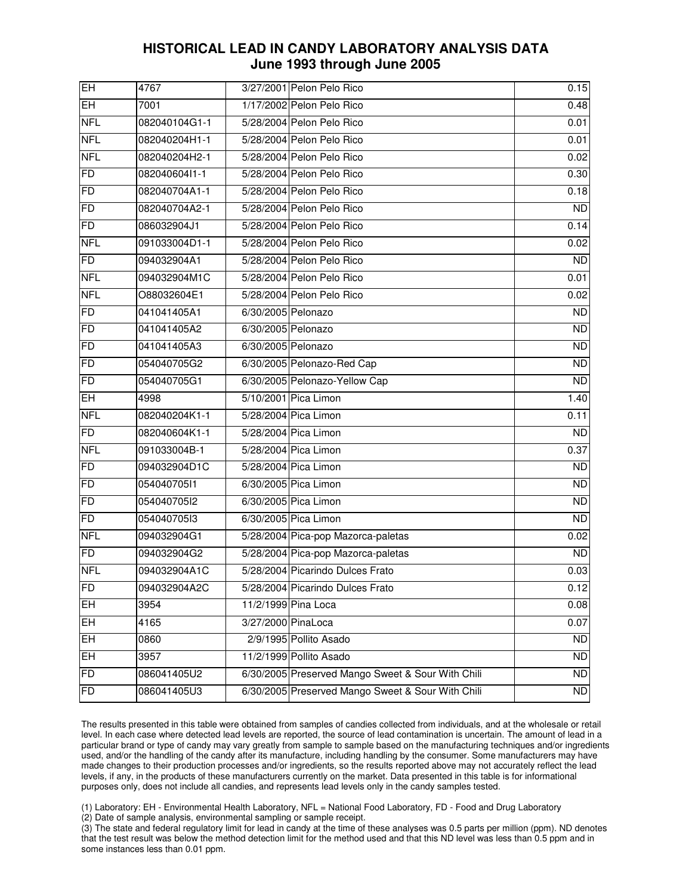# HISTORICAL LEAD IN CANDY LABORATORY ANALYSIS DATA
## June 1993 through June 2005

| | | | | |
|---|---|---|---|---|
| EH | 4767 | 3/27/2001 | Pelon Pelo Rico | 0.15 |
| EH | 7001 | 1/17/2002 | Pelon Pelo Rico | 0.48 |
| NFL | 082040104G1-1 | 5/28/2004 | Pelon Pelo Rico | 0.01 |
| NFL | 082040204H1-1 | 5/28/2004 | Pelon Pelo Rico | 0.01 |
| NFL | 082040204H2-1 | 5/28/2004 | Pelon Pelo Rico | 0.02 |
| FD | 082040604I1-1 | 5/28/2004 | Pelon Pelo Rico | 0.30 |
| FD | 082040704A1-1 | 5/28/2004 | Pelon Pelo Rico | 0.18 |
| FD | 082040704A2-1 | 5/28/2004 | Pelon Pelo Rico | ND |
| FD | 086032904J1 | 5/28/2004 | Pelon Pelo Rico | 0.14 |
| NFL | 091033004D1-1 | 5/28/2004 | Pelon Pelo Rico | 0.02 |
| FD | 094032904A1 | 5/28/2004 | Pelon Pelo Rico | ND |
| NFL | 094032904M1C | 5/28/2004 | Pelon Pelo Rico | 0.01 |
| NFL | O88032604E1 | 5/28/2004 | Pelon Pelo Rico | 0.02 |
| FD | 041041405A1 | 6/30/2005 | Pelonazo | ND |
| FD | 041041405A2 | 6/30/2005 | Pelonazo | ND |
| FD | 041041405A3 | 6/30/2005 | Pelonazo | ND |
| FD | 054040705G2 | 6/30/2005 | Pelonazo-Red Cap | ND |
| FD | 054040705G1 | 6/30/2005 | Pelonazo-Yellow Cap | ND |
| EH | 4998 | 5/10/2001 | Pica Limon | 1.40 |
| NFL | 082040204K1-1 | 5/28/2004 | Pica Limon | 0.11 |
| FD | 082040604K1-1 | 5/28/2004 | Pica Limon | ND |
| NFL | 091033004B-1 | 5/28/2004 | Pica Limon | 0.37 |
| FD | 094032904D1C | 5/28/2004 | Pica Limon | ND |
| FD | 054040705I1 | 6/30/2005 | Pica Limon | ND |
| FD | 054040705I2 | 6/30/2005 | Pica Limon | ND |
| FD | 054040705I3 | 6/30/2005 | Pica Limon | ND |
| NFL | 094032904G1 | 5/28/2004 | Pica-pop Mazorca-paletas | 0.02 |
| FD | 094032904G2 | 5/28/2004 | Pica-pop Mazorca-paletas | ND |
| NFL | 094032904A1C | 5/28/2004 | Picarindo Dulces Frato | 0.03 |
| FD | 094032904A2C | 5/28/2004 | Picarindo Dulces Frato | 0.12 |
| EH | 3954 | 11/2/1999 | Pina Loca | 0.08 |
| EH | 4165 | 3/27/2000 | PinaLoca | 0.07 |
| EH | 0860 | 2/9/1995 | Pollito Asado | ND |
| EH | 3957 | 11/2/1999 | Pollito Asado | ND |
| FD | 086041405U2 | 6/30/2005 | Preserved Mango Sweet & Sour With Chili | ND |
| FD | 086041405U3 | 6/30/2005 | Preserved Mango Sweet & Sour With Chili | ND |

The results presented in this table were obtained from samples of candies collected from individuals, and at the wholesale or retail level. In each case where detected lead levels are reported, the source of lead contamination is uncertain. The amount of lead in a particular brand or type of candy may vary greatly from sample to sample based on the manufacturing techniques and/or ingredients used, and/or the handling of the candy after its manufacture, including handling by the consumer. Some manufacturers may have made changes to their production processes and/or ingredients, so the results reported above may not accurately reflect the lead levels, if any, in the products of these manufacturers currently on the market. Data presented in this table is for informational purposes only, does not include all candies, and represents lead levels only in the candy samples tested.

(1) Laboratory: EH - Environmental Health Laboratory, NFL = National Food Laboratory, FD - Food and Drug Laboratory
(2) Date of sample analysis, environmental sampling or sample receipt.
(3) The state and federal regulatory limit for lead in candy at the time of these analyses was 0.5 parts per million (ppm). ND denotes that the test result was below the method detection limit for the method used and that this ND level was less than 0.5 ppm and in some instances less than 0.01 ppm.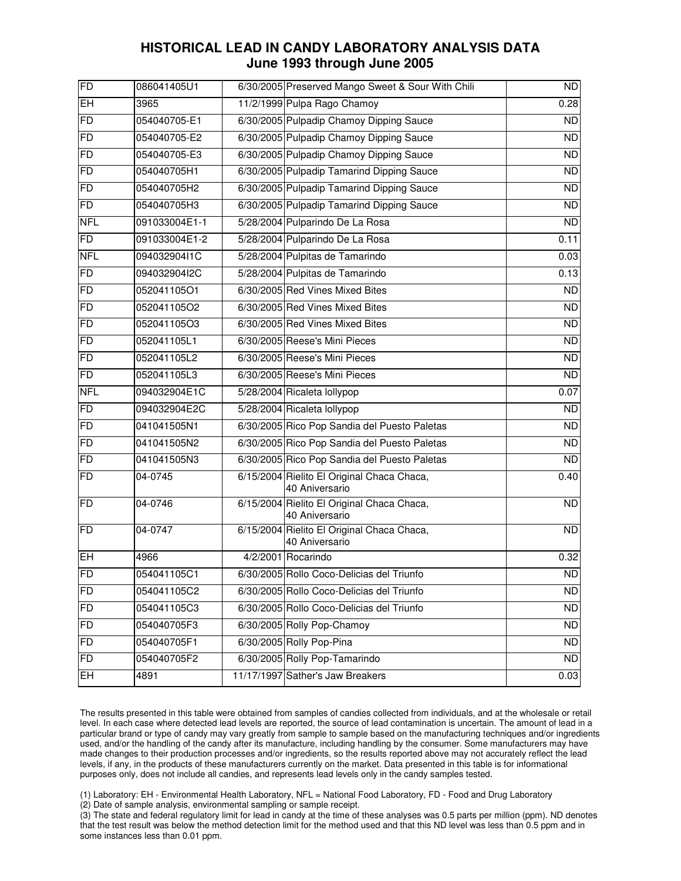## HISTORICAL LEAD IN CANDY LABORATORY ANALYSIS DATA
## June 1993 through June 2005

| | | | | |
|---|---|---|---|---|
| FD | 086041405U1 | 6/30/2005 | Preserved Mango Sweet & Sour With Chili | ND |
| EH | 3965 | 11/2/1999 | Pulpa Rago Chamoy | 0.28 |
| FD | 054040705-E1 | 6/30/2005 | Pulpadip Chamoy Dipping Sauce | ND |
| FD | 054040705-E2 | 6/30/2005 | Pulpadip Chamoy Dipping Sauce | ND |
| FD | 054040705-E3 | 6/30/2005 | Pulpadip Chamoy Dipping Sauce | ND |
| FD | 054040705H1 | 6/30/2005 | Pulpadip Tamarind Dipping Sauce | ND |
| FD | 054040705H2 | 6/30/2005 | Pulpadip Tamarind Dipping Sauce | ND |
| FD | 054040705H3 | 6/30/2005 | Pulpadip Tamarind Dipping Sauce | ND |
| NFL | 091033004E1-1 | 5/28/2004 | Pulparindo De La Rosa | ND |
| FD | 091033004E1-2 | 5/28/2004 | Pulparindo De La Rosa | 0.11 |
| NFL | 094032904I1C | 5/28/2004 | Pulpitas de Tamarindo | 0.03 |
| FD | 094032904I2C | 5/28/2004 | Pulpitas de Tamarindo | 0.13 |
| FD | 052041105O1 | 6/30/2005 | Red Vines Mixed Bites | ND |
| FD | 052041105O2 | 6/30/2005 | Red Vines Mixed Bites | ND |
| FD | 052041105O3 | 6/30/2005 | Red Vines Mixed Bites | ND |
| FD | 052041105L1 | 6/30/2005 | Reese's Mini Pieces | ND |
| FD | 052041105L2 | 6/30/2005 | Reese's Mini Pieces | ND |
| FD | 052041105L3 | 6/30/2005 | Reese's Mini Pieces | ND |
| NFL | 094032904E1C | 5/28/2004 | Ricaleta lollypop | 0.07 |
| FD | 094032904E2C | 5/28/2004 | Ricaleta lollypop | ND |
| FD | 041041505N1 | 6/30/2005 | Rico Pop Sandia del Puesto Paletas | ND |
| FD | 041041505N2 | 6/30/2005 | Rico Pop Sandia del Puesto Paletas | ND |
| FD | 041041505N3 | 6/30/2005 | Rico Pop Sandia del Puesto Paletas | ND |
| FD | 04-0745 | 6/15/2004 | Rielito El Original Chaca Chaca, 40 Aniversario | 0.40 |
| FD | 04-0746 | 6/15/2004 | Rielito El Original Chaca Chaca, 40 Aniversario | ND |
| FD | 04-0747 | 6/15/2004 | Rielito El Original Chaca Chaca, 40 Aniversario | ND |
| EH | 4966 | 4/2/2001 | Rocarindo | 0.32 |
| FD | 054041105C1 | 6/30/2005 | Rollo Coco-Delicias del Triunfo | ND |
| FD | 054041105C2 | 6/30/2005 | Rollo Coco-Delicias del Triunfo | ND |
| FD | 054041105C3 | 6/30/2005 | Rollo Coco-Delicias del Triunfo | ND |
| FD | 054040705F3 | 6/30/2005 | Rolly Pop-Chamoy | ND |
| FD | 054040705F1 | 6/30/2005 | Rolly Pop-Pina | ND |
| FD | 054040705F2 | 6/30/2005 | Rolly Pop-Tamarindo | ND |
| EH | 4891 | 11/17/1997 | Sather's Jaw Breakers | 0.03 |

The results presented in this table were obtained from samples of candies collected from individuals, and at the wholesale or retail level. In each case where detected lead levels are reported, the source of lead contamination is uncertain. The amount of lead in a particular brand or type of candy may vary greatly from sample to sample based on the manufacturing techniques and/or ingredients used, and/or the handling of the candy after its manufacture, including handling by the consumer. Some manufacturers may have made changes to their production processes and/or ingredients, so the results reported above may not accurately reflect the lead levels, if any, in the products of these manufacturers currently on the market. Data presented in this table is for informational purposes only, does not include all candies, and represents lead levels only in the candy samples tested.

(1) Laboratory: EH - Environmental Health Laboratory, NFL = National Food Laboratory, FD - Food and Drug Laboratory
(2) Date of sample analysis, environmental sampling or sample receipt.
(3) The state and federal regulatory limit for lead in candy at the time of these analyses was 0.5 parts per million (ppm). ND denotes that the test result was below the method detection limit for the method used and that this ND level was less than 0.5 ppm and in some instances less than 0.01 ppm.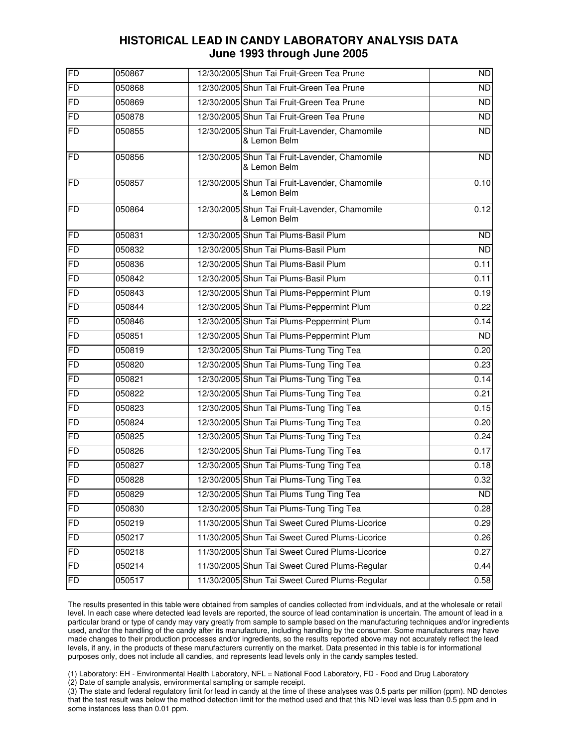# HISTORICAL LEAD IN CANDY LABORATORY ANALYSIS DATA
## June 1993 through June 2005

| | | | | |
|---|---|---|---|---|
| FD | 050867 | 12/30/2005 | Shun Tai Fruit-Green Tea Prune | ND |
| FD | 050868 | 12/30/2005 | Shun Tai Fruit-Green Tea Prune | ND |
| FD | 050869 | 12/30/2005 | Shun Tai Fruit-Green Tea Prune | ND |
| FD | 050878 | 12/30/2005 | Shun Tai Fruit-Green Tea Prune | ND |
| FD | 050855 | 12/30/2005 | Shun Tai Fruit-Lavender, Chamomile & Lemon Belm | ND |
| FD | 050856 | 12/30/2005 | Shun Tai Fruit-Lavender, Chamomile & Lemon Belm | ND |
| FD | 050857 | 12/30/2005 | Shun Tai Fruit-Lavender, Chamomile & Lemon Belm | 0.10 |
| FD | 050864 | 12/30/2005 | Shun Tai Fruit-Lavender, Chamomile & Lemon Belm | 0.12 |
| FD | 050831 | 12/30/2005 | Shun Tai Plums-Basil Plum | ND |
| FD | 050832 | 12/30/2005 | Shun Tai Plums-Basil Plum | ND |
| FD | 050836 | 12/30/2005 | Shun Tai Plums-Basil Plum | 0.11 |
| FD | 050842 | 12/30/2005 | Shun Tai Plums-Basil Plum | 0.11 |
| FD | 050843 | 12/30/2005 | Shun Tai Plums-Peppermint Plum | 0.19 |
| FD | 050844 | 12/30/2005 | Shun Tai Plums-Peppermint Plum | 0.22 |
| FD | 050846 | 12/30/2005 | Shun Tai Plums-Peppermint Plum | 0.14 |
| FD | 050851 | 12/30/2005 | Shun Tai Plums-Peppermint Plum | ND |
| FD | 050819 | 12/30/2005 | Shun Tai Plums-Tung Ting Tea | 0.20 |
| FD | 050820 | 12/30/2005 | Shun Tai Plums-Tung Ting Tea | 0.23 |
| FD | 050821 | 12/30/2005 | Shun Tai Plums-Tung Ting Tea | 0.14 |
| FD | 050822 | 12/30/2005 | Shun Tai Plums-Tung Ting Tea | 0.21 |
| FD | 050823 | 12/30/2005 | Shun Tai Plums-Tung Ting Tea | 0.15 |
| FD | 050824 | 12/30/2005 | Shun Tai Plums-Tung Ting Tea | 0.20 |
| FD | 050825 | 12/30/2005 | Shun Tai Plums-Tung Ting Tea | 0.24 |
| FD | 050826 | 12/30/2005 | Shun Tai Plums-Tung Ting Tea | 0.17 |
| FD | 050827 | 12/30/2005 | Shun Tai Plums-Tung Ting Tea | 0.18 |
| FD | 050828 | 12/30/2005 | Shun Tai Plums-Tung Ting Tea | 0.32 |
| FD | 050829 | 12/30/2005 | Shun Tai Plums Tung Ting Tea | ND |
| FD | 050830 | 12/30/2005 | Shun Tai Plums-Tung Ting Tea | 0.28 |
| FD | 050219 | 11/30/2005 | Shun Tai Sweet Cured Plums-Licorice | 0.29 |
| FD | 050217 | 11/30/2005 | Shun Tai Sweet Cured Plums-Licorice | 0.26 |
| FD | 050218 | 11/30/2005 | Shun Tai Sweet Cured Plums-Licorice | 0.27 |
| FD | 050214 | 11/30/2005 | Shun Tai Sweet Cured Plums-Regular | 0.44 |
| FD | 050517 | 11/30/2005 | Shun Tai Sweet Cured Plums-Regular | 0.58 |

The results presented in this table were obtained from samples of candies collected from individuals, and at the wholesale or retail level. In each case where detected lead levels are reported, the source of lead contamination is uncertain. The amount of lead in a particular brand or type of candy may vary greatly from sample to sample based on the manufacturing techniques and/or ingredients used, and/or the handling of the candy after its manufacture, including handling by the consumer. Some manufacturers may have made changes to their production processes and/or ingredients, so the results reported above may not accurately reflect the lead levels, if any, in the products of these manufacturers currently on the market. Data presented in this table is for informational purposes only, does not include all candies, and represents lead levels only in the candy samples tested.

(1) Laboratory: EH - Environmental Health Laboratory, NFL = National Food Laboratory, FD - Food and Drug Laboratory
(2) Date of sample analysis, environmental sampling or sample receipt.
(3) The state and federal regulatory limit for lead in candy at the time of these analyses was 0.5 parts per million (ppm). ND denotes that the test result was below the method detection limit for the method used and that this ND level was less than 0.5 ppm and in some instances less than 0.01 ppm.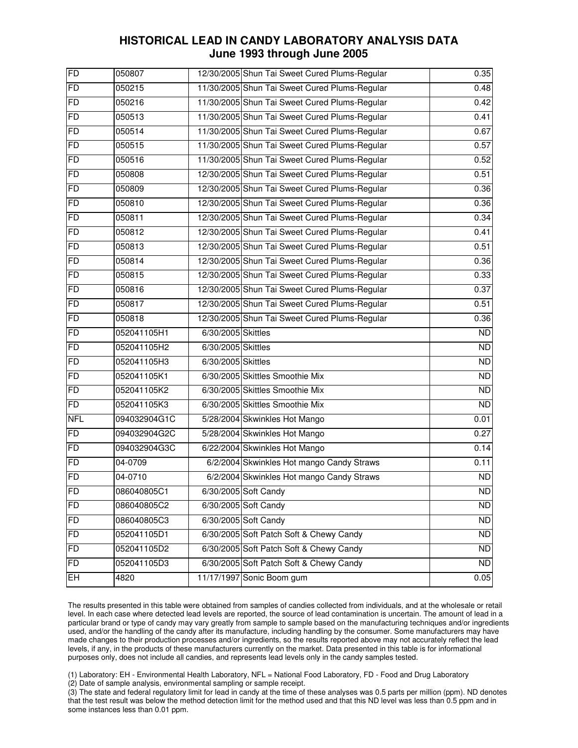## HISTORICAL LEAD IN CANDY LABORATORY ANALYSIS DATA
## June 1993 through June 2005

| | | | | |
|---|---|---|---|---|
| FD | 050807 | 12/30/2005 | Shun Tai Sweet Cured Plums-Regular | 0.35 |
| FD | 050215 | 11/30/2005 | Shun Tai Sweet Cured Plums-Regular | 0.48 |
| FD | 050216 | 11/30/2005 | Shun Tai Sweet Cured Plums-Regular | 0.42 |
| FD | 050513 | 11/30/2005 | Shun Tai Sweet Cured Plums-Regular | 0.41 |
| FD | 050514 | 11/30/2005 | Shun Tai Sweet Cured Plums-Regular | 0.67 |
| FD | 050515 | 11/30/2005 | Shun Tai Sweet Cured Plums-Regular | 0.57 |
| FD | 050516 | 11/30/2005 | Shun Tai Sweet Cured Plums-Regular | 0.52 |
| FD | 050808 | 12/30/2005 | Shun Tai Sweet Cured Plums-Regular | 0.51 |
| FD | 050809 | 12/30/2005 | Shun Tai Sweet Cured Plums-Regular | 0.36 |
| FD | 050810 | 12/30/2005 | Shun Tai Sweet Cured Plums-Regular | 0.36 |
| FD | 050811 | 12/30/2005 | Shun Tai Sweet Cured Plums-Regular | 0.34 |
| FD | 050812 | 12/30/2005 | Shun Tai Sweet Cured Plums-Regular | 0.41 |
| FD | 050813 | 12/30/2005 | Shun Tai Sweet Cured Plums-Regular | 0.51 |
| FD | 050814 | 12/30/2005 | Shun Tai Sweet Cured Plums-Regular | 0.36 |
| FD | 050815 | 12/30/2005 | Shun Tai Sweet Cured Plums-Regular | 0.33 |
| FD | 050816 | 12/30/2005 | Shun Tai Sweet Cured Plums-Regular | 0.37 |
| FD | 050817 | 12/30/2005 | Shun Tai Sweet Cured Plums-Regular | 0.51 |
| FD | 050818 | 12/30/2005 | Shun Tai Sweet Cured Plums-Regular | 0.36 |
| FD | 052041105H1 | 6/30/2005 | Skittles | ND |
| FD | 052041105H2 | 6/30/2005 | Skittles | ND |
| FD | 052041105H3 | 6/30/2005 | Skittles | ND |
| FD | 052041105K1 | 6/30/2005 | Skittles Smoothie Mix | ND |
| FD | 052041105K2 | 6/30/2005 | Skittles Smoothie Mix | ND |
| FD | 052041105K3 | 6/30/2005 | Skittles Smoothie Mix | ND |
| NFL | 094032904G1C | 5/28/2004 | Skwinkles Hot Mango | 0.01 |
| FD | 094032904G2C | 5/28/2004 | Skwinkles Hot Mango | 0.27 |
| FD | 094032904G3C | 6/22/2004 | Skwinkles Hot Mango | 0.14 |
| FD | 04-0709 | 6/2/2004 | Skwinkles Hot mango Candy Straws | 0.11 |
| FD | 04-0710 | 6/2/2004 | Skwinkles Hot mango Candy Straws | ND |
| FD | 086040805C1 | 6/30/2005 | Soft Candy | ND |
| FD | 086040805C2 | 6/30/2005 | Soft Candy | ND |
| FD | 086040805C3 | 6/30/2005 | Soft Candy | ND |
| FD | 052041105D1 | 6/30/2005 | Soft Patch Soft & Chewy Candy | ND |
| FD | 052041105D2 | 6/30/2005 | Soft Patch Soft & Chewy Candy | ND |
| FD | 052041105D3 | 6/30/2005 | Soft Patch Soft & Chewy Candy | ND |
| EH | 4820 | 11/17/1997 | Sonic Boom gum | 0.05 |

The results presented in this table were obtained from samples of candies collected from individuals, and at the wholesale or retail level. In each case where detected lead levels are reported, the source of lead contamination is uncertain. The amount of lead in a particular brand or type of candy may vary greatly from sample to sample based on the manufacturing techniques and/or ingredients used, and/or the handling of the candy after its manufacture, including handling by the consumer. Some manufacturers may have made changes to their production processes and/or ingredients, so the results reported above may not accurately reflect the lead levels, if any, in the products of these manufacturers currently on the market. Data presented in this table is for informational purposes only, does not include all candies, and represents lead levels only in the candy samples tested.

(1) Laboratory: EH - Environmental Health Laboratory, NFL = National Food Laboratory, FD - Food and Drug Laboratory
(2) Date of sample analysis, environmental sampling or sample receipt.
(3) The state and federal regulatory limit for lead in candy at the time of these analyses was 0.5 parts per million (ppm). ND denotes that the test result was below the method detection limit for the method used and that this ND level was less than 0.5 ppm and in some instances less than 0.01 ppm.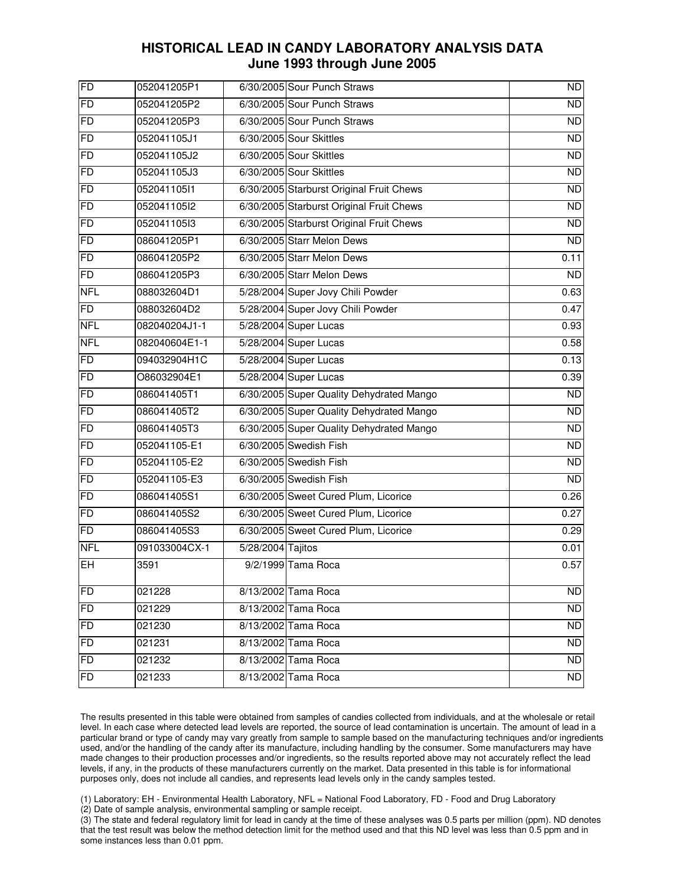# HISTORICAL LEAD IN CANDY LABORATORY ANALYSIS DATA
## June 1993 through June 2005

| | | | | |
|---|---|---|---|---|
| FD | 052041205P1 | 6/30/2005 | Sour Punch Straws | ND |
| FD | 052041205P2 | 6/30/2005 | Sour Punch Straws | ND |
| FD | 052041205P3 | 6/30/2005 | Sour Punch Straws | ND |
| FD | 052041105J1 | 6/30/2005 | Sour Skittles | ND |
| FD | 052041105J2 | 6/30/2005 | Sour Skittles | ND |
| FD | 052041105J3 | 6/30/2005 | Sour Skittles | ND |
| FD | 052041105I1 | 6/30/2005 | Starburst Original Fruit Chews | ND |
| FD | 052041105I2 | 6/30/2005 | Starburst Original Fruit Chews | ND |
| FD | 052041105I3 | 6/30/2005 | Starburst Original Fruit Chews | ND |
| FD | 086041205P1 | 6/30/2005 | Starr Melon Dews | ND |
| FD | 086041205P2 | 6/30/2005 | Starr Melon Dews | 0.11 |
| FD | 086041205P3 | 6/30/2005 | Starr Melon Dews | ND |
| NFL | 088032604D1 | 5/28/2004 | Super Jovy Chili Powder | 0.63 |
| FD | 088032604D2 | 5/28/2004 | Super Jovy Chili Powder | 0.47 |
| NFL | 082040204J1-1 | 5/28/2004 | Super Lucas | 0.93 |
| NFL | 082040604E1-1 | 5/28/2004 | Super Lucas | 0.58 |
| FD | 094032904H1C | 5/28/2004 | Super Lucas | 0.13 |
| FD | O86032904E1 | 5/28/2004 | Super Lucas | 0.39 |
| FD | 086041405T1 | 6/30/2005 | Super Quality Dehydrated Mango | ND |
| FD | 086041405T2 | 6/30/2005 | Super Quality Dehydrated Mango | ND |
| FD | 086041405T3 | 6/30/2005 | Super Quality Dehydrated Mango | ND |
| FD | 052041105-E1 | 6/30/2005 | Swedish Fish | ND |
| FD | 052041105-E2 | 6/30/2005 | Swedish Fish | ND |
| FD | 052041105-E3 | 6/30/2005 | Swedish Fish | ND |
| FD | 086041405S1 | 6/30/2005 | Sweet Cured Plum, Licorice | 0.26 |
| FD | 086041405S2 | 6/30/2005 | Sweet Cured Plum, Licorice | 0.27 |
| FD | 086041405S3 | 6/30/2005 | Sweet Cured Plum, Licorice | 0.29 |
| NFL | 091033004CX-1 | 5/28/2004 | Tajitos | 0.01 |
| EH | 3591 | 9/2/1999 | Tama Roca | 0.57 |
| FD | 021228 | 8/13/2002 | Tama Roca | ND |
| FD | 021229 | 8/13/2002 | Tama Roca | ND |
| FD | 021230 | 8/13/2002 | Tama Roca | ND |
| FD | 021231 | 8/13/2002 | Tama Roca | ND |
| FD | 021232 | 8/13/2002 | Tama Roca | ND |
| FD | 021233 | 8/13/2002 | Tama Roca | ND |

The results presented in this table were obtained from samples of candies collected from individuals, and at the wholesale or retail level. In each case where detected lead levels are reported, the source of lead contamination is uncertain. The amount of lead in a particular brand or type of candy may vary greatly from sample to sample based on the manufacturing techniques and/or ingredients used, and/or the handling of the candy after its manufacture, including handling by the consumer. Some manufacturers may have made changes to their production processes and/or ingredients, so the results reported above may not accurately reflect the lead levels, if any, in the products of these manufacturers currently on the market. Data presented in this table is for informational purposes only, does not include all candies, and represents lead levels only in the candy samples tested.

(1) Laboratory: EH - Environmental Health Laboratory, NFL = National Food Laboratory, FD - Food and Drug Laboratory

(2) Date of sample analysis, environmental sampling or sample receipt.

(3) The state and federal regulatory limit for lead in candy at the time of these analyses was 0.5 parts per million (ppm). ND denotes that the test result was below the method detection limit for the method used and that this ND level was less than 0.5 ppm and in some instances less than 0.01 ppm.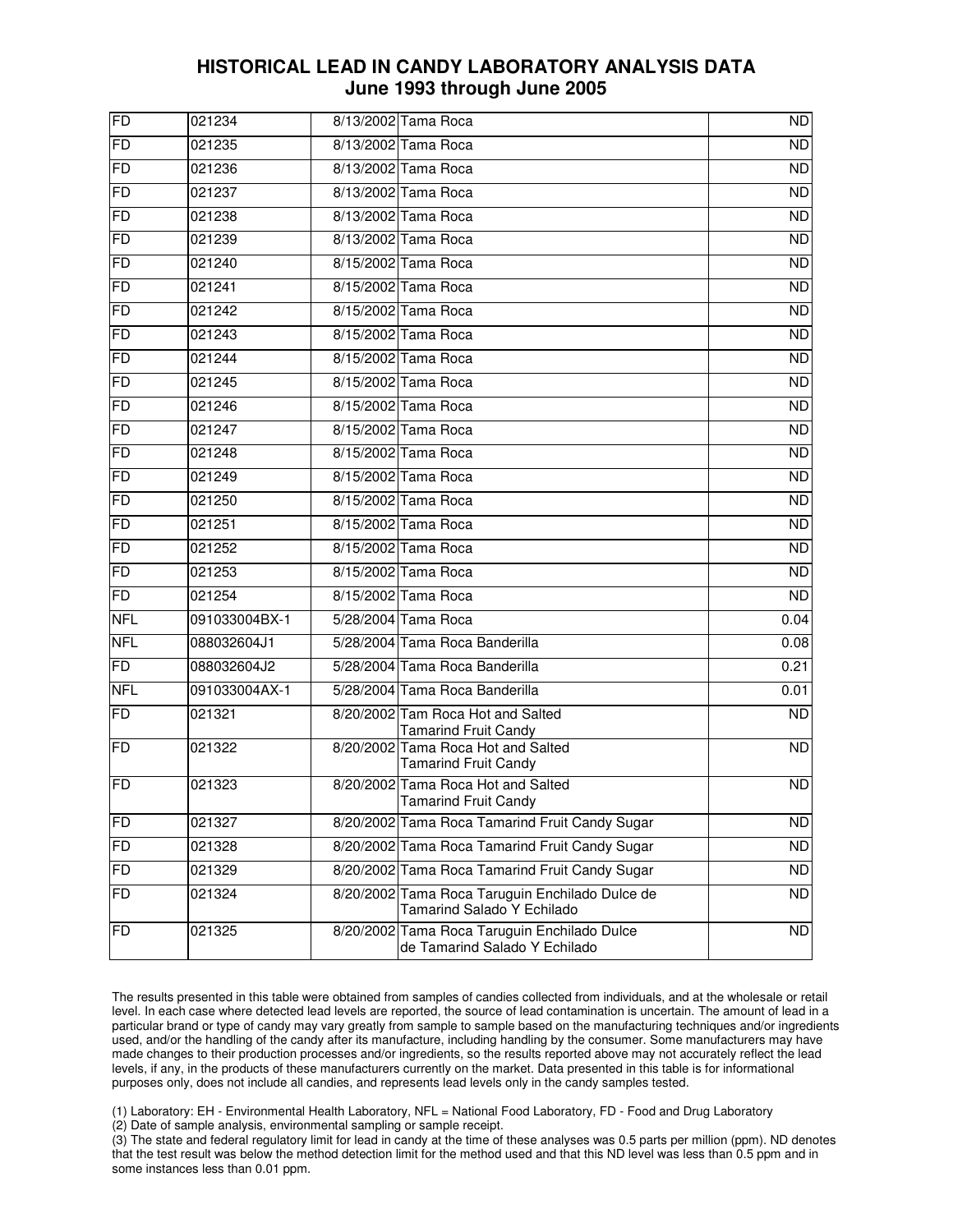## HISTORICAL LEAD IN CANDY LABORATORY ANALYSIS DATA
## June 1993 through June 2005

| | | | | |
|---|---|---|---|---|
| FD | 021234 | 8/13/2002 | Tama Roca | ND |
| FD | 021235 | 8/13/2002 | Tama Roca | ND |
| FD | 021236 | 8/13/2002 | Tama Roca | ND |
| FD | 021237 | 8/13/2002 | Tama Roca | ND |
| FD | 021238 | 8/13/2002 | Tama Roca | ND |
| FD | 021239 | 8/13/2002 | Tama Roca | ND |
| FD | 021240 | 8/15/2002 | Tama Roca | ND |
| FD | 021241 | 8/15/2002 | Tama Roca | ND |
| FD | 021242 | 8/15/2002 | Tama Roca | ND |
| FD | 021243 | 8/15/2002 | Tama Roca | ND |
| FD | 021244 | 8/15/2002 | Tama Roca | ND |
| FD | 021245 | 8/15/2002 | Tama Roca | ND |
| FD | 021246 | 8/15/2002 | Tama Roca | ND |
| FD | 021247 | 8/15/2002 | Tama Roca | ND |
| FD | 021248 | 8/15/2002 | Tama Roca | ND |
| FD | 021249 | 8/15/2002 | Tama Roca | ND |
| FD | 021250 | 8/15/2002 | Tama Roca | ND |
| FD | 021251 | 8/15/2002 | Tama Roca | ND |
| FD | 021252 | 8/15/2002 | Tama Roca | ND |
| FD | 021253 | 8/15/2002 | Tama Roca | ND |
| FD | 021254 | 8/15/2002 | Tama Roca | ND |
| NFL | 091033004BX-1 | 5/28/2004 | Tama Roca | 0.04 |
| NFL | 088032604J1 | 5/28/2004 | Tama Roca Banderilla | 0.08 |
| FD | 088032604J2 | 5/28/2004 | Tama Roca Banderilla | 0.21 |
| NFL | 091033004AX-1 | 5/28/2004 | Tama Roca Banderilla | 0.01 |
| FD | 021321 | 8/20/2002 | Tam Roca Hot and Salted Tamarind Fruit Candy | ND |
| FD | 021322 | 8/20/2002 | Tama Roca Hot and Salted Tamarind Fruit Candy | ND |
| FD | 021323 | 8/20/2002 | Tama Roca Hot and Salted Tamarind Fruit Candy | ND |
| FD | 021327 | 8/20/2002 | Tama Roca Tamarind Fruit Candy Sugar | ND |
| FD | 021328 | 8/20/2002 | Tama Roca Tamarind Fruit Candy Sugar | ND |
| FD | 021329 | 8/20/2002 | Tama Roca Tamarind Fruit Candy Sugar | ND |
| FD | 021324 | 8/20/2002 | Tama Roca Taruguin Enchilado Dulce de Tamarind Salado Y Echilado | ND |
| FD | 021325 | 8/20/2002 | Tama Roca Taruguin Enchilado Dulce de Tamarind Salado Y Echilado | ND |

The results presented in this table were obtained from samples of candies collected from individuals, and at the wholesale or retail level. In each case where detected lead levels are reported, the source of lead contamination is uncertain. The amount of lead in a particular brand or type of candy may vary greatly from sample to sample based on the manufacturing techniques and/or ingredients used, and/or the handling of the candy after its manufacture, including handling by the consumer. Some manufacturers may have made changes to their production processes and/or ingredients, so the results reported above may not accurately reflect the lead levels, if any, in the products of these manufacturers currently on the market. Data presented in this table is for informational purposes only, does not include all candies, and represents lead levels only in the candy samples tested.

(1) Laboratory: EH - Environmental Health Laboratory, NFL = National Food Laboratory, FD - Food and Drug Laboratory
(2) Date of sample analysis, environmental sampling or sample receipt.
(3) The state and federal regulatory limit for lead in candy at the time of these analyses was 0.5 parts per million (ppm). ND denotes that the test result was below the method detection limit for the method used and that this ND level was less than 0.5 ppm and in some instances less than 0.01 ppm.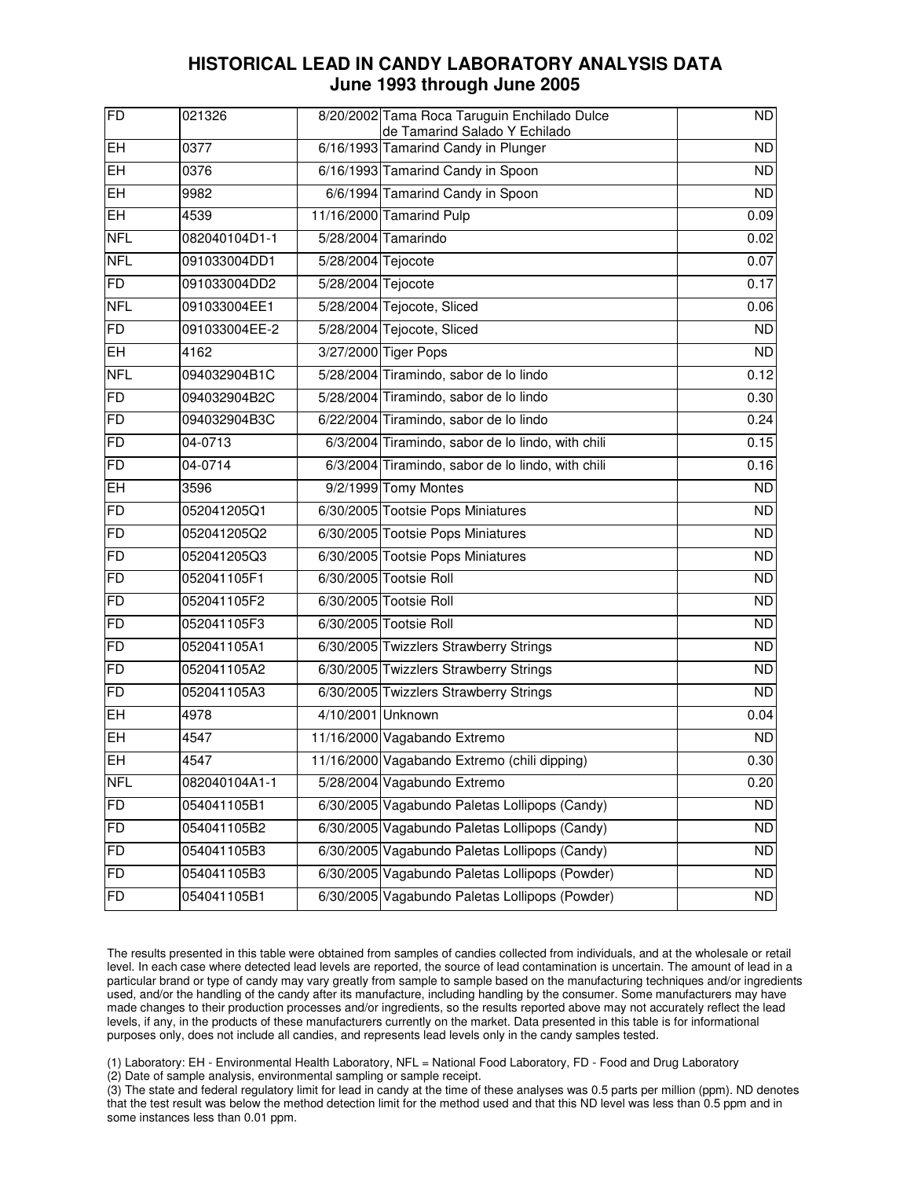# HISTORICAL LEAD IN CANDY LABORATORY ANALYSIS DATA
## June 1993 through June 2005

| | | | | |
|---|---|---|---|---|
| FD | 021326 | 8/20/2002 | Tama Roca Taruguin Enchilado Dulce de Tamarind Salado Y Echilado | ND |
| EH | 0377 | 6/16/1993 | Tamarind Candy in Plunger | ND |
| EH | 0376 | 6/16/1993 | Tamarind Candy in Spoon | ND |
| EH | 9982 | 6/6/1994 | Tamarind Candy in Spoon | ND |
| EH | 4539 | 11/16/2000 | Tamarind Pulp | 0.09 |
| NFL | 082040104D1-1 | 5/28/2004 | Tamarindo | 0.02 |
| NFL | 091033004DD1 | 5/28/2004 | Tejocote | 0.07 |
| FD | 091033004DD2 | 5/28/2004 | Tejocote | 0.17 |
| NFL | 091033004EE1 | 5/28/2004 | Tejocote, Sliced | 0.06 |
| FD | 091033004EE-2 | 5/28/2004 | Tejocote, Sliced | ND |
| EH | 4162 | 3/27/2000 | Tiger Pops | ND |
| NFL | 094032904B1C | 5/28/2004 | Tiramindo, sabor de lo lindo | 0.12 |
| FD | 094032904B2C | 5/28/2004 | Tiramindo, sabor de lo lindo | 0.30 |
| FD | 094032904B3C | 6/22/2004 | Tiramindo, sabor de lo lindo | 0.24 |
| FD | 04-0713 | 6/3/2004 | Tiramindo, sabor de lo lindo, with chili | 0.15 |
| FD | 04-0714 | 6/3/2004 | Tiramindo, sabor de lo lindo, with chili | 0.16 |
| EH | 3596 | 9/2/1999 | Tomy Montes | ND |
| FD | 052041205Q1 | 6/30/2005 | Tootsie Pops Miniatures | ND |
| FD | 052041205Q2 | 6/30/2005 | Tootsie Pops Miniatures | ND |
| FD | 052041205Q3 | 6/30/2005 | Tootsie Pops Miniatures | ND |
| FD | 052041105F1 | 6/30/2005 | Tootsie Roll | ND |
| FD | 052041105F2 | 6/30/2005 | Tootsie Roll | ND |
| FD | 052041105F3 | 6/30/2005 | Tootsie Roll | ND |
| FD | 052041105A1 | 6/30/2005 | Twizzlers Strawberry Strings | ND |
| FD | 052041105A2 | 6/30/2005 | Twizzlers Strawberry Strings | ND |
| FD | 052041105A3 | 6/30/2005 | Twizzlers Strawberry Strings | ND |
| EH | 4978 | 4/10/2001 | Unknown | 0.04 |
| EH | 4547 | 11/16/2000 | Vagabando Extremo | ND |
| EH | 4547 | 11/16/2000 | Vagabando Extremo (chili dipping) | 0.30 |
| NFL | 082040104A1-1 | 5/28/2004 | Vagabundo Extremo | 0.20 |
| FD | 054041105B1 | 6/30/2005 | Vagabundo Paletas Lollipops (Candy) | ND |
| FD | 054041105B2 | 6/30/2005 | Vagabundo Paletas Lollipops (Candy) | ND |
| FD | 054041105B3 | 6/30/2005 | Vagabundo Paletas Lollipops (Candy) | ND |
| FD | 054041105B3 | 6/30/2005 | Vagabundo Paletas Lollipops (Powder) | ND |
| FD | 054041105B1 | 6/30/2005 | Vagabundo Paletas Lollipops (Powder) | ND |

The results presented in this table were obtained from samples of candies collected from individuals, and at the wholesale or retail level. In each case where detected lead levels are reported, the source of lead contamination is uncertain. The amount of lead in a particular brand or type of candy may vary greatly from sample to sample based on the manufacturing techniques and/or ingredients used, and/or the handling of the candy after its manufacture, including handling by the consumer. Some manufacturers may have made changes to their production processes and/or ingredients, so the results reported above may not accurately reflect the lead levels, if any, in the products of these manufacturers currently on the market. Data presented in this table is for informational purposes only, does not include all candies, and represents lead levels only in the candy samples tested.

(1) Laboratory: EH - Environmental Health Laboratory, NFL = National Food Laboratory, FD - Food and Drug Laboratory

(2) Date of sample analysis, environmental sampling or sample receipt.

(3) The state and federal regulatory limit for lead in candy at the time of these analyses was 0.5 parts per million (ppm). ND denotes that the test result was below the method detection limit for the method used and that this ND level was less than 0.5 ppm and in some instances less than 0.01 ppm.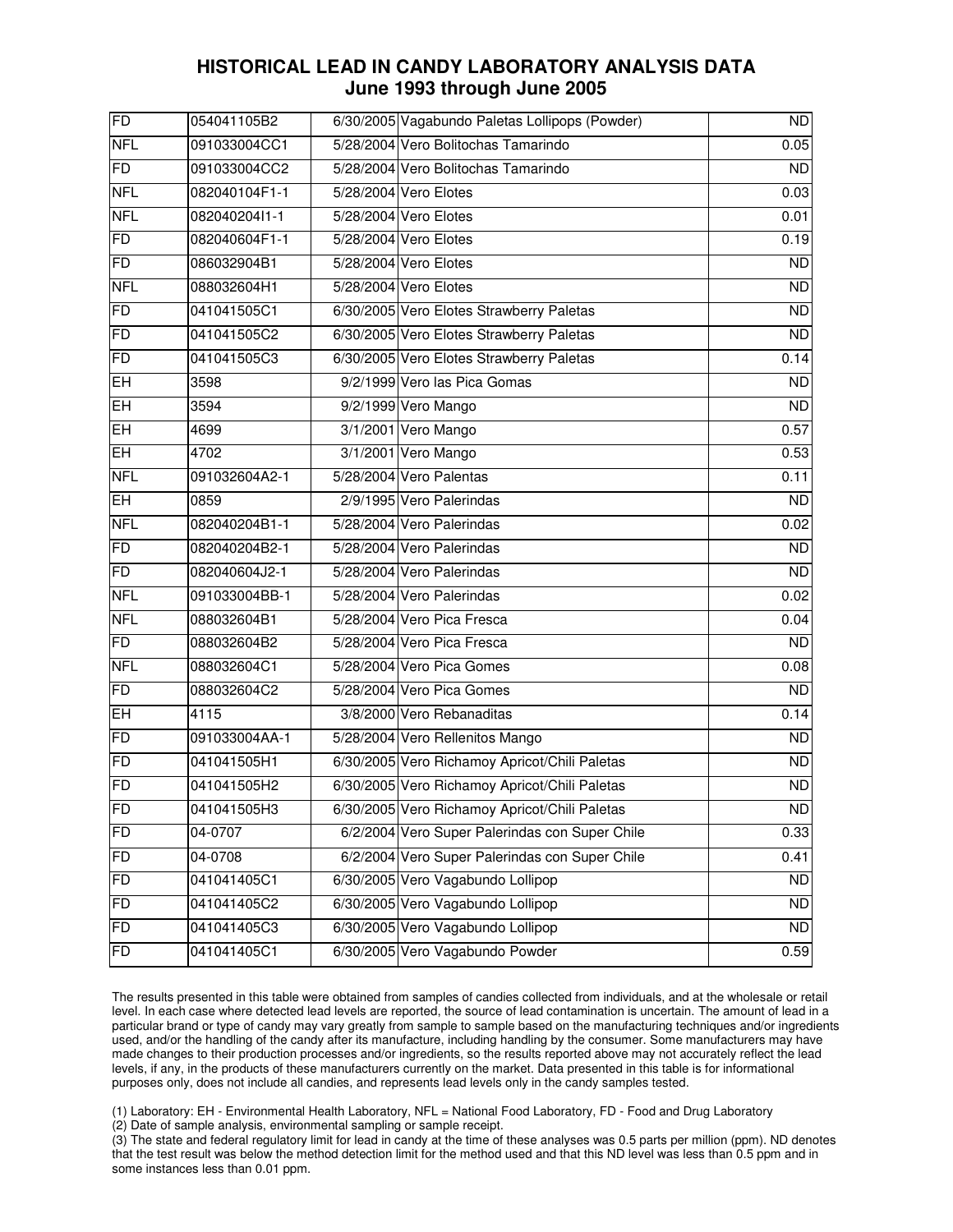## HISTORICAL LEAD IN CANDY LABORATORY ANALYSIS DATA
## June 1993 through June 2005

| | | | | |
|---|---|---|---|---|
| FD | 054041105B2 | 6/30/2005 | Vagabundo Paletas Lollipops (Powder) | ND |
| NFL | 091033004CC1 | 5/28/2004 | Vero Bolitochas Tamarindo | 0.05 |
| FD | 091033004CC2 | 5/28/2004 | Vero Bolitochas Tamarindo | ND |
| NFL | 082040104F1-1 | 5/28/2004 | Vero Elotes | 0.03 |
| NFL | 082040204I1-1 | 5/28/2004 | Vero Elotes | 0.01 |
| FD | 082040604F1-1 | 5/28/2004 | Vero Elotes | 0.19 |
| FD | 086032904B1 | 5/28/2004 | Vero Elotes | ND |
| NFL | 088032604H1 | 5/28/2004 | Vero Elotes | ND |
| FD | 041041505C1 | 6/30/2005 | Vero Elotes Strawberry Paletas | ND |
| FD | 041041505C2 | 6/30/2005 | Vero Elotes Strawberry Paletas | ND |
| FD | 041041505C3 | 6/30/2005 | Vero Elotes Strawberry Paletas | 0.14 |
| EH | 3598 | 9/2/1999 | Vero las Pica Gomas | ND |
| EH | 3594 | 9/2/1999 | Vero Mango | ND |
| EH | 4699 | 3/1/2001 | Vero Mango | 0.57 |
| EH | 4702 | 3/1/2001 | Vero Mango | 0.53 |
| NFL | 091032604A2-1 | 5/28/2004 | Vero Palentas | 0.11 |
| EH | 0859 | 2/9/1995 | Vero Palerindas | ND |
| NFL | 082040204B1-1 | 5/28/2004 | Vero Palerindas | 0.02 |
| FD | 082040204B2-1 | 5/28/2004 | Vero Palerindas | ND |
| FD | 082040604J2-1 | 5/28/2004 | Vero Palerindas | ND |
| NFL | 091033004BB-1 | 5/28/2004 | Vero Palerindas | 0.02 |
| NFL | 088032604B1 | 5/28/2004 | Vero Pica Fresca | 0.04 |
| FD | 088032604B2 | 5/28/2004 | Vero Pica Fresca | ND |
| NFL | 088032604C1 | 5/28/2004 | Vero Pica Gomes | 0.08 |
| FD | 088032604C2 | 5/28/2004 | Vero Pica Gomes | ND |
| EH | 4115 | 3/8/2000 | Vero Rebanaditas | 0.14 |
| FD | 091033004AA-1 | 5/28/2004 | Vero Rellenitos Mango | ND |
| FD | 041041505H1 | 6/30/2005 | Vero Richamoy Apricot/Chili Paletas | ND |
| FD | 041041505H2 | 6/30/2005 | Vero Richamoy Apricot/Chili Paletas | ND |
| FD | 041041505H3 | 6/30/2005 | Vero Richamoy Apricot/Chili Paletas | ND |
| FD | 04-0707 | 6/2/2004 | Vero Super Palerindas con Super Chile | 0.33 |
| FD | 04-0708 | 6/2/2004 | Vero Super Palerindas con Super Chile | 0.41 |
| FD | 041041405C1 | 6/30/2005 | Vero Vagabundo Lollipop | ND |
| FD | 041041405C2 | 6/30/2005 | Vero Vagabundo Lollipop | ND |
| FD | 041041405C3 | 6/30/2005 | Vero Vagabundo Lollipop | ND |
| FD | 041041405C1 | 6/30/2005 | Vero Vagabundo Powder | 0.59 |

The results presented in this table were obtained from samples of candies collected from individuals, and at the wholesale or retail level. In each case where detected lead levels are reported, the source of lead contamination is uncertain. The amount of lead in a particular brand or type of candy may vary greatly from sample to sample based on the manufacturing techniques and/or ingredients used, and/or the handling of the candy after its manufacture, including handling by the consumer. Some manufacturers may have made changes to their production processes and/or ingredients, so the results reported above may not accurately reflect the lead levels, if any, in the products of these manufacturers currently on the market. Data presented in this table is for informational purposes only, does not include all candies, and represents lead levels only in the candy samples tested.

(1) Laboratory: EH - Environmental Health Laboratory, NFL = National Food Laboratory, FD - Food and Drug Laboratory
(2) Date of sample analysis, environmental sampling or sample receipt.
(3) The state and federal regulatory limit for lead in candy at the time of these analyses was 0.5 parts per million (ppm). ND denotes that the test result was below the method detection limit for the method used and that this ND level was less than 0.5 ppm and in some instances less than 0.01 ppm.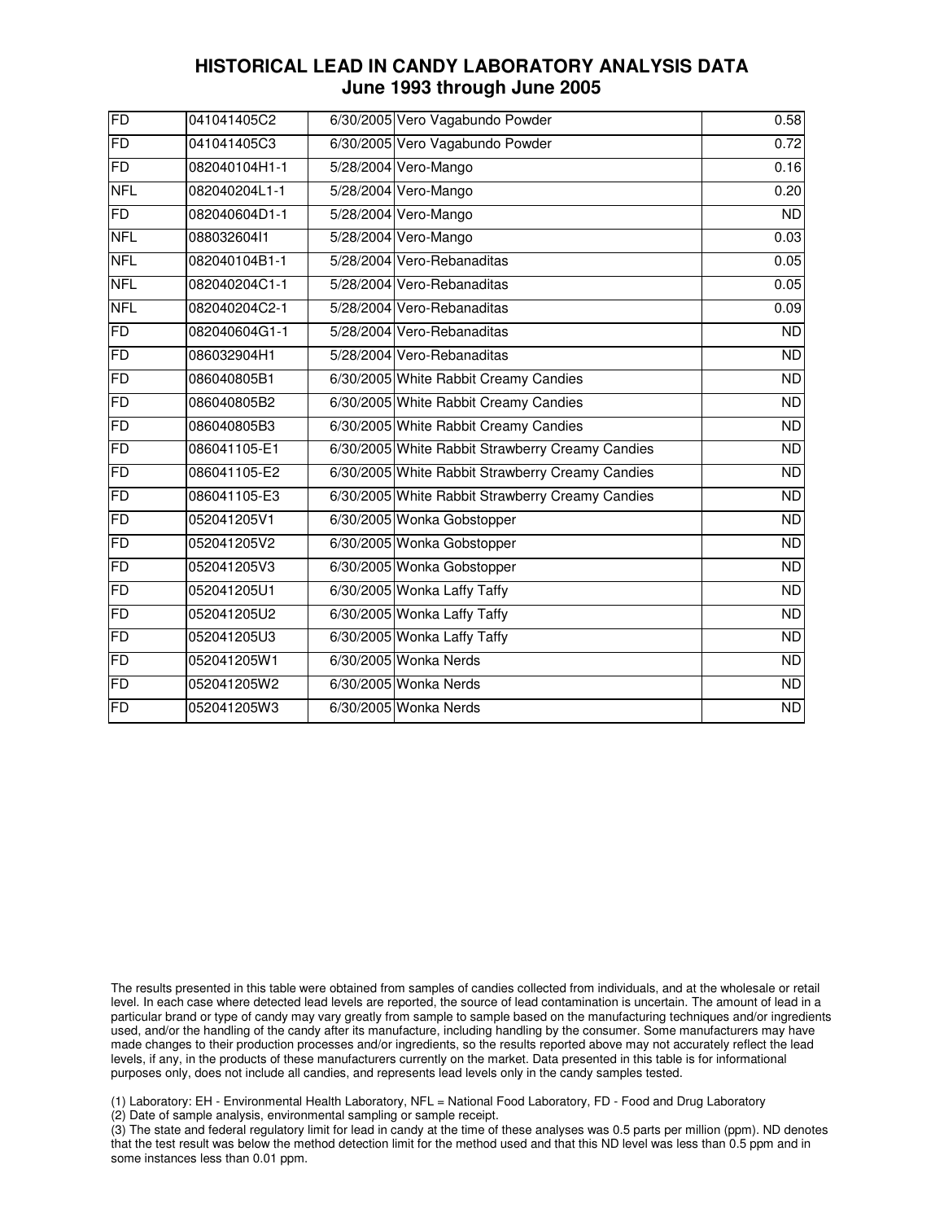# HISTORICAL LEAD IN CANDY LABORATORY ANALYSIS DATA
## June 1993 through June 2005

| | | | | |
|---|---|---|---|---|
| FD | 041041405C2 | 6/30/2005 | Vero Vagabundo Powder | 0.58 |
| FD | 041041405C3 | 6/30/2005 | Vero Vagabundo Powder | 0.72 |
| FD | 082040104H1-1 | 5/28/2004 | Vero-Mango | 0.16 |
| NFL | 082040204L1-1 | 5/28/2004 | Vero-Mango | 0.20 |
| FD | 082040604D1-1 | 5/28/2004 | Vero-Mango | ND |
| NFL | 088032604I1 | 5/28/2004 | Vero-Mango | 0.03 |
| NFL | 082040104B1-1 | 5/28/2004 | Vero-Rebanaditas | 0.05 |
| NFL | 082040204C1-1 | 5/28/2004 | Vero-Rebanaditas | 0.05 |
| NFL | 082040204C2-1 | 5/28/2004 | Vero-Rebanaditas | 0.09 |
| FD | 082040604G1-1 | 5/28/2004 | Vero-Rebanaditas | ND |
| FD | 086032904H1 | 5/28/2004 | Vero-Rebanaditas | ND |
| FD | 086040805B1 | 6/30/2005 | White Rabbit Creamy Candies | ND |
| FD | 086040805B2 | 6/30/2005 | White Rabbit Creamy Candies | ND |
| FD | 086040805B3 | 6/30/2005 | White Rabbit Creamy Candies | ND |
| FD | 086041105-E1 | 6/30/2005 | White Rabbit Strawberry Creamy Candies | ND |
| FD | 086041105-E2 | 6/30/2005 | White Rabbit Strawberry Creamy Candies | ND |
| FD | 086041105-E3 | 6/30/2005 | White Rabbit Strawberry Creamy Candies | ND |
| FD | 052041205V1 | 6/30/2005 | Wonka Gobstopper | ND |
| FD | 052041205V2 | 6/30/2005 | Wonka Gobstopper | ND |
| FD | 052041205V3 | 6/30/2005 | Wonka Gobstopper | ND |
| FD | 052041205U1 | 6/30/2005 | Wonka Laffy Taffy | ND |
| FD | 052041205U2 | 6/30/2005 | Wonka Laffy Taffy | ND |
| FD | 052041205U3 | 6/30/2005 | Wonka Laffy Taffy | ND |
| FD | 052041205W1 | 6/30/2005 | Wonka Nerds | ND |
| FD | 052041205W2 | 6/30/2005 | Wonka Nerds | ND |
| FD | 052041205W3 | 6/30/2005 | Wonka Nerds | ND |

The results presented in this table were obtained from samples of candies collected from individuals, and at the wholesale or retail level. In each case where detected lead levels are reported, the source of lead contamination is uncertain. The amount of lead in a particular brand or type of candy may vary greatly from sample to sample based on the manufacturing techniques and/or ingredients used, and/or the handling of the candy after its manufacture, including handling by the consumer. Some manufacturers may have made changes to their production processes and/or ingredients, so the results reported above may not accurately reflect the lead levels, if any, in the products of these manufacturers currently on the market. Data presented in this table is for informational purposes only, does not include all candies, and represents lead levels only in the candy samples tested.

(1) Laboratory: EH - Environmental Health Laboratory, NFL = National Food Laboratory, FD - Food and Drug Laboratory

(2) Date of sample analysis, environmental sampling or sample receipt.

(3) The state and federal regulatory limit for lead in candy at the time of these analyses was 0.5 parts per million (ppm). ND denotes that the test result was below the method detection limit for the method used and that this ND level was less than 0.5 ppm and in some instances less than 0.01 ppm.